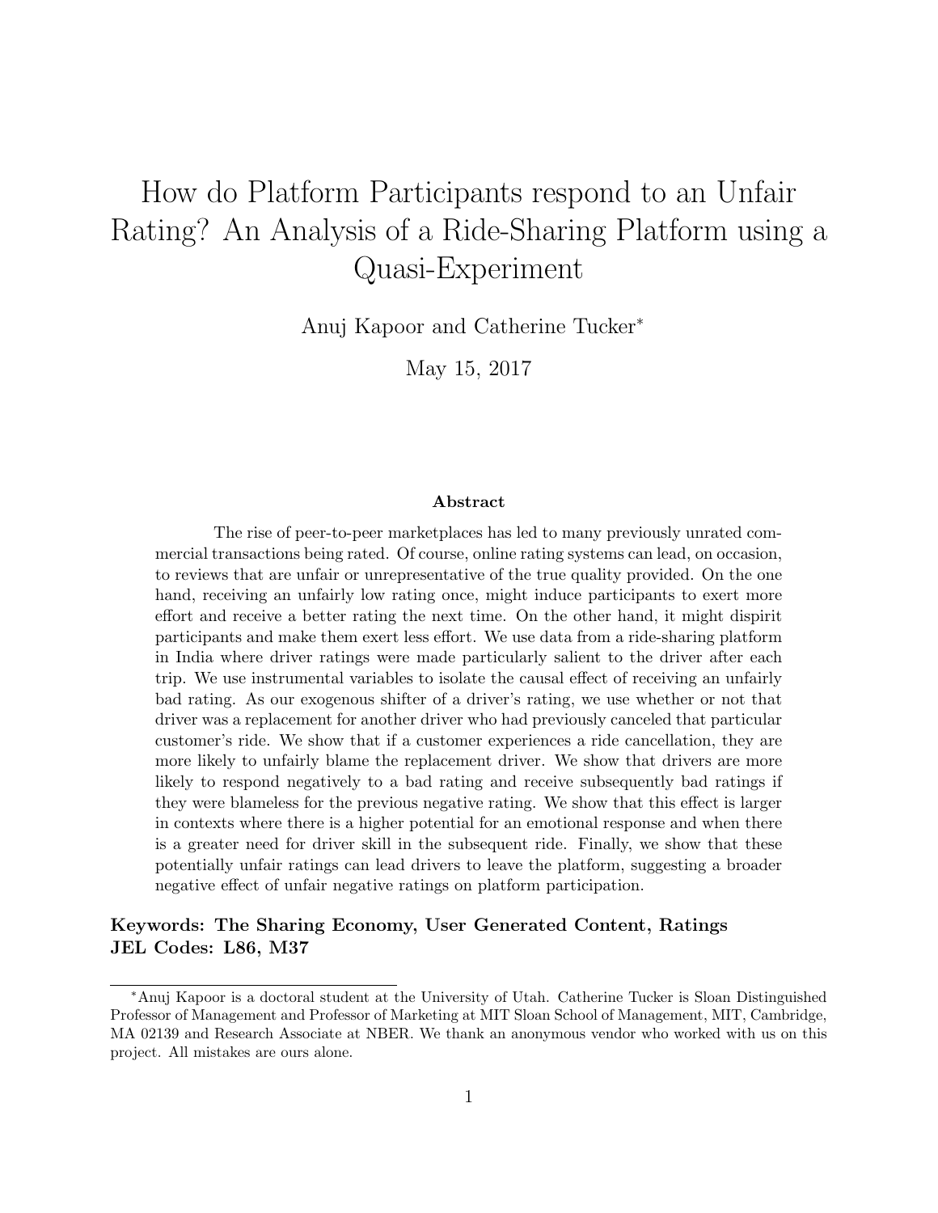# How do Platform Participants respond to an Unfair Rating? An Analysis of a Ride-Sharing Platform using a Quasi-Experiment

Anuj Kapoor and Catherine Tucker*

May 15, 2017

### Abstract

The rise of peer-to-peer marketplaces has led to many previously unrated commercial transactions being rated. Of course, online rating systems can lead, on occasion, to reviews that are unfair or unrepresentative of the true quality provided. On the one hand, receiving an unfairly low rating once, might induce participants to exert more effort and receive a better rating the next time. On the other hand, it might dispirit participants and make them exert less effort. We use data from a ride-sharing platform in India where driver ratings were made particularly salient to the driver after each trip. We use instrumental variables to isolate the causal effect of receiving an unfairly bad rating. As our exogenous shifter of a driver's rating, we use whether or not that driver was a replacement for another driver who had previously canceled that particular customer's ride. We show that if a customer experiences a ride cancellation, they are more likely to unfairly blame the replacement driver. We show that drivers are more likely to respond negatively to a bad rating and receive subsequently bad ratings if they were blameless for the previous negative rating. We show that this effect is larger in contexts where there is a higher potential for an emotional response and when there is a greater need for driver skill in the subsequent ride. Finally, we show that these potentially unfair ratings can lead drivers to leave the platform, suggesting a broader negative effect of unfair negative ratings on platform participation.

**Keywords: The Sharing Economy, User Generated Content, Ratings**
**JEL Codes: L86, M37**

*Anuj Kapoor is a doctoral student at the University of Utah. Catherine Tucker is Sloan Distinguished Professor of Management and Professor of Marketing at MIT Sloan School of Management, MIT, Cambridge, MA 02139 and Research Associate at NBER. We thank an anonymous vendor who worked with us on this project. All mistakes are ours alone.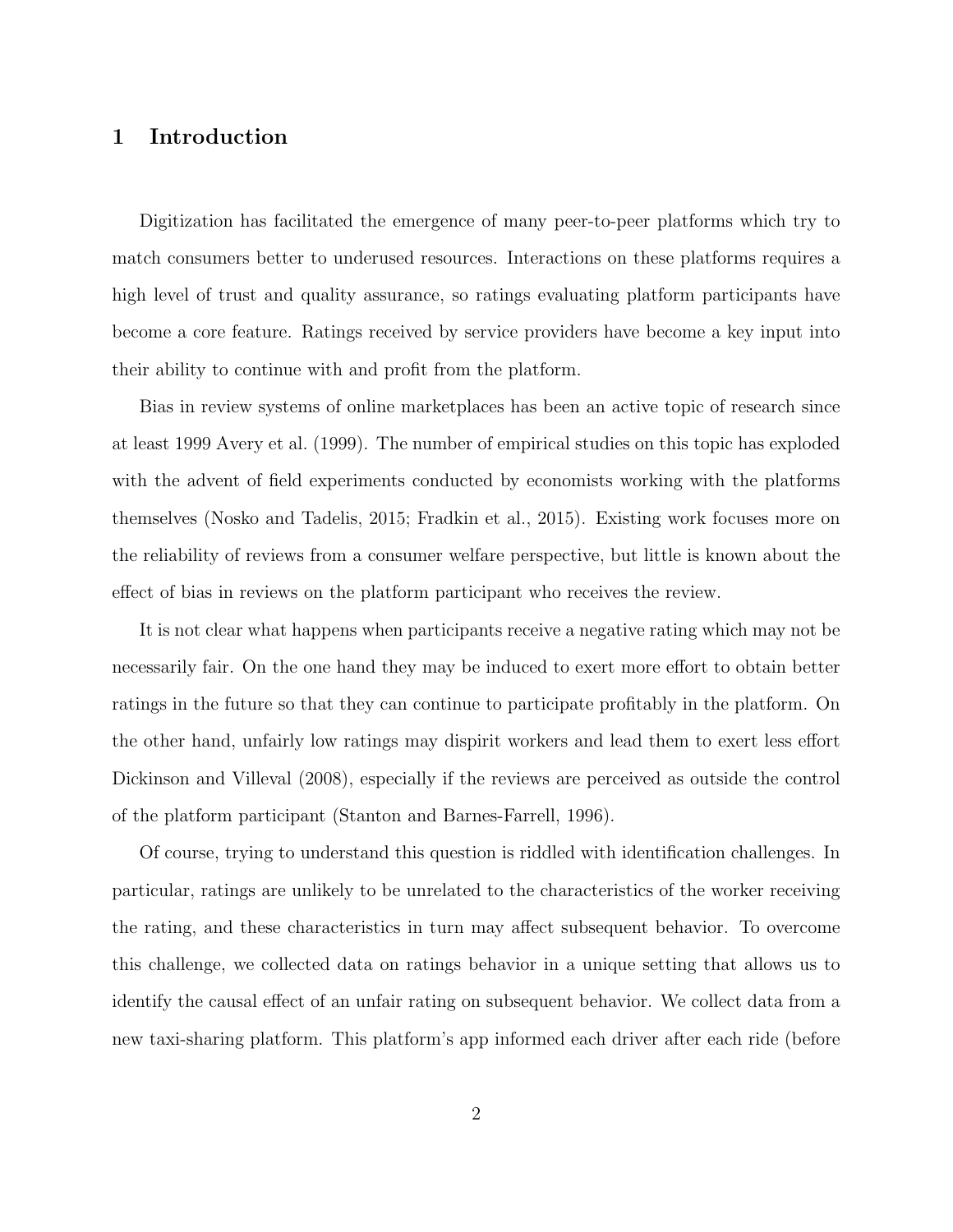# 1 Introduction

Digitization has facilitated the emergence of many peer-to-peer platforms which try to match consumers better to underused resources. Interactions on these platforms requires a high level of trust and quality assurance, so ratings evaluating platform participants have become a core feature. Ratings received by service providers have become a key input into their ability to continue with and profit from the platform.

Bias in review systems of online marketplaces has been an active topic of research since at least 1999 Avery et al. (1999). The number of empirical studies on this topic has exploded with the advent of field experiments conducted by economists working with the platforms themselves (Nosko and Tadelis, 2015; Fradkin et al., 2015). Existing work focuses more on the reliability of reviews from a consumer welfare perspective, but little is known about the effect of bias in reviews on the platform participant who receives the review.

It is not clear what happens when participants receive a negative rating which may not be necessarily fair. On the one hand they may be induced to exert more effort to obtain better ratings in the future so that they can continue to participate profitably in the platform. On the other hand, unfairly low ratings may dispirit workers and lead them to exert less effort Dickinson and Villeval (2008), especially if the reviews are perceived as outside the control of the platform participant (Stanton and Barnes-Farrell, 1996).

Of course, trying to understand this question is riddled with identification challenges. In particular, ratings are unlikely to be unrelated to the characteristics of the worker receiving the rating, and these characteristics in turn may affect subsequent behavior. To overcome this challenge, we collected data on ratings behavior in a unique setting that allows us to identify the causal effect of an unfair rating on subsequent behavior. We collect data from a new taxi-sharing platform. This platform's app informed each driver after each ride (before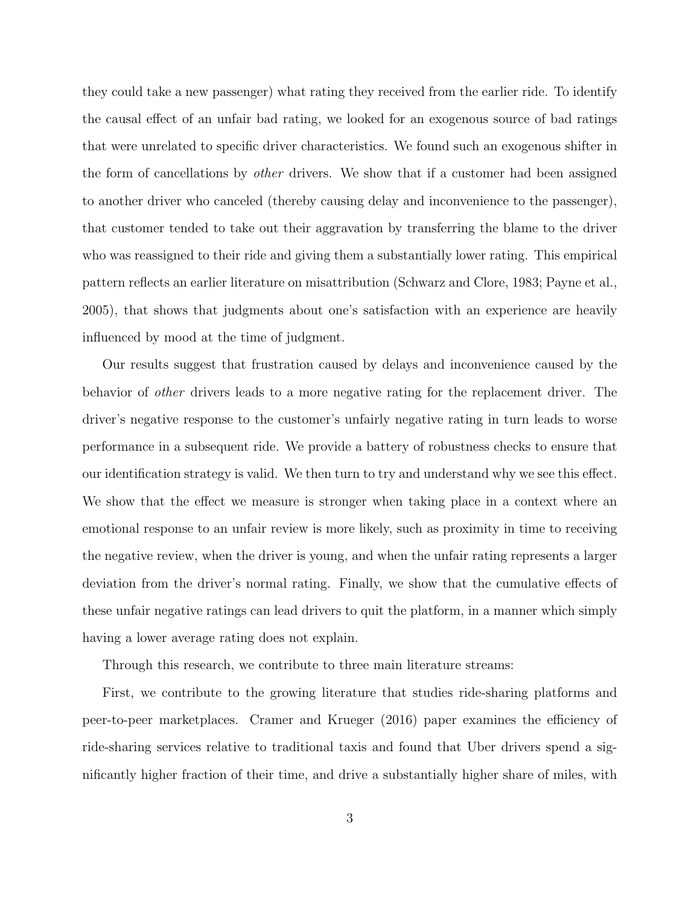they could take a new passenger) what rating they received from the earlier ride. To identify the causal effect of an unfair bad rating, we looked for an exogenous source of bad ratings that were unrelated to specific driver characteristics. We found such an exogenous shifter in the form of cancellations by *other* drivers. We show that if a customer had been assigned to another driver who canceled (thereby causing delay and inconvenience to the passenger), that customer tended to take out their aggravation by transferring the blame to the driver who was reassigned to their ride and giving them a substantially lower rating. This empirical pattern reflects an earlier literature on misattribution (Schwarz and Clore, 1983; Payne et al., 2005), that shows that judgments about one's satisfaction with an experience are heavily influenced by mood at the time of judgment.

Our results suggest that frustration caused by delays and inconvenience caused by the behavior of *other* drivers leads to a more negative rating for the replacement driver. The driver's negative response to the customer's unfairly negative rating in turn leads to worse performance in a subsequent ride. We provide a battery of robustness checks to ensure that our identification strategy is valid. We then turn to try and understand why we see this effect. We show that the effect we measure is stronger when taking place in a context where an emotional response to an unfair review is more likely, such as proximity in time to receiving the negative review, when the driver is young, and when the unfair rating represents a larger deviation from the driver's normal rating. Finally, we show that the cumulative effects of these unfair negative ratings can lead drivers to quit the platform, in a manner which simply having a lower average rating does not explain.

Through this research, we contribute to three main literature streams:

First, we contribute to the growing literature that studies ride-sharing platforms and peer-to-peer marketplaces. Cramer and Krueger (2016) paper examines the efficiency of ride-sharing services relative to traditional taxis and found that Uber drivers spend a significantly higher fraction of their time, and drive a substantially higher share of miles, with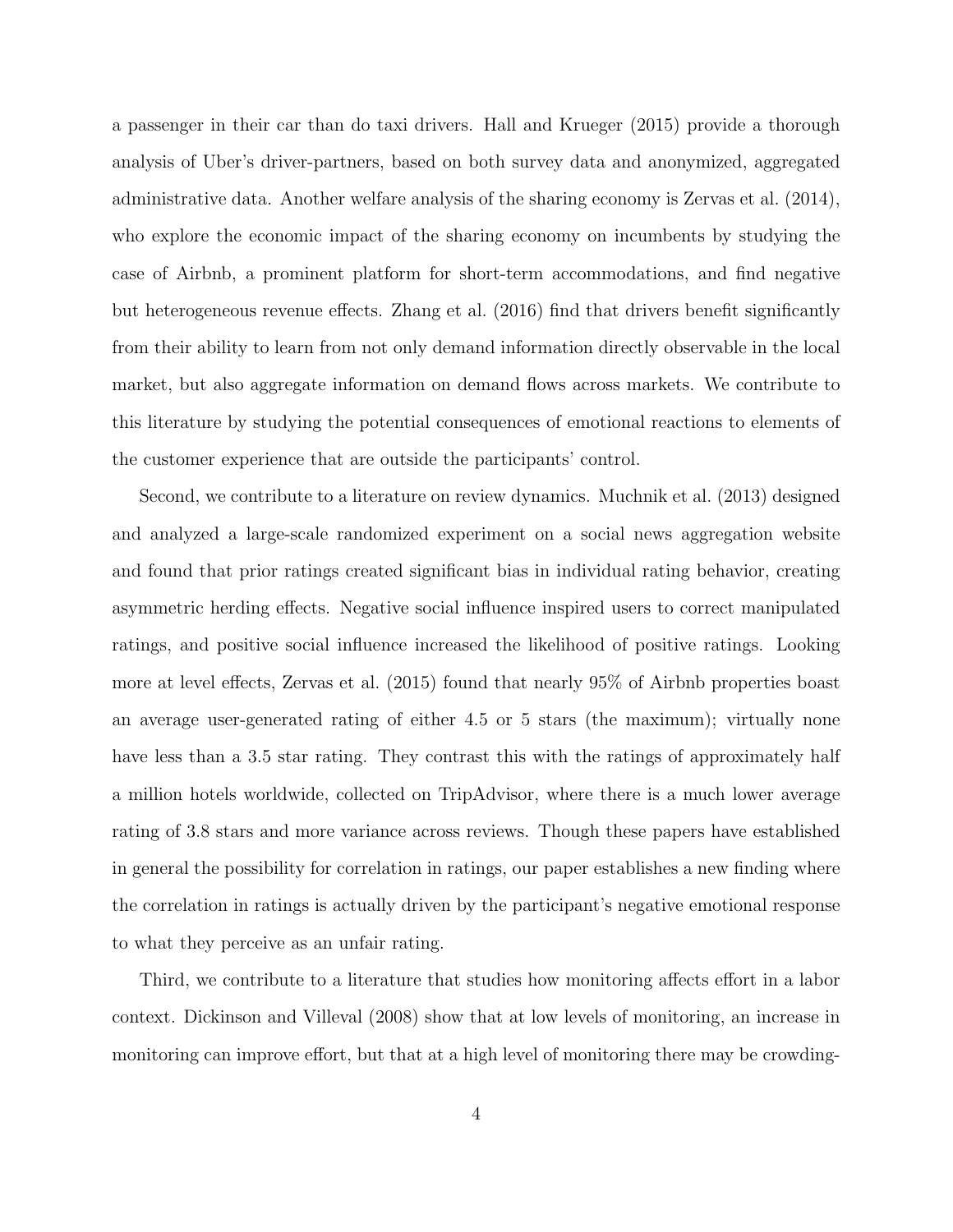a passenger in their car than do taxi drivers. Hall and Krueger (2015) provide a thorough analysis of Uber's driver-partners, based on both survey data and anonymized, aggregated administrative data. Another welfare analysis of the sharing economy is Zervas et al. (2014), who explore the economic impact of the sharing economy on incumbents by studying the case of Airbnb, a prominent platform for short-term accommodations, and find negative but heterogeneous revenue effects. Zhang et al. (2016) find that drivers benefit significantly from their ability to learn from not only demand information directly observable in the local market, but also aggregate information on demand flows across markets. We contribute to this literature by studying the potential consequences of emotional reactions to elements of the customer experience that are outside the participants' control.

Second, we contribute to a literature on review dynamics. Muchnik et al. (2013) designed and analyzed a large-scale randomized experiment on a social news aggregation website and found that prior ratings created significant bias in individual rating behavior, creating asymmetric herding effects. Negative social influence inspired users to correct manipulated ratings, and positive social influence increased the likelihood of positive ratings. Looking more at level effects, Zervas et al. (2015) found that nearly 95% of Airbnb properties boast an average user-generated rating of either 4.5 or 5 stars (the maximum); virtually none have less than a 3.5 star rating. They contrast this with the ratings of approximately half a million hotels worldwide, collected on TripAdvisor, where there is a much lower average rating of 3.8 stars and more variance across reviews. Though these papers have established in general the possibility for correlation in ratings, our paper establishes a new finding where the correlation in ratings is actually driven by the participant's negative emotional response to what they perceive as an unfair rating.

Third, we contribute to a literature that studies how monitoring affects effort in a labor context. Dickinson and Villeval (2008) show that at low levels of monitoring, an increase in monitoring can improve effort, but that at a high level of monitoring there may be crowding-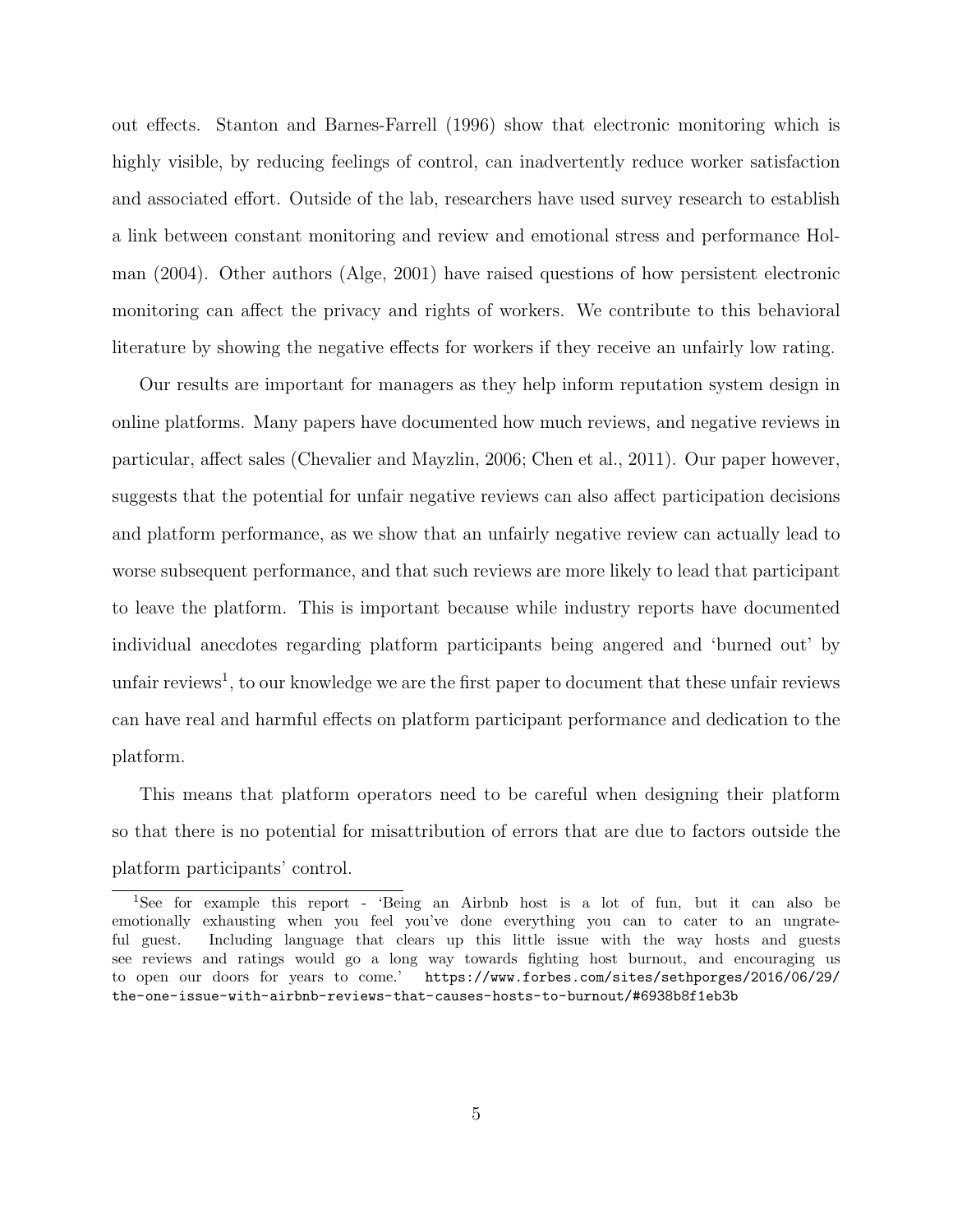out effects. Stanton and Barnes-Farrell (1996) show that electronic monitoring which is highly visible, by reducing feelings of control, can inadvertently reduce worker satisfaction and associated effort. Outside of the lab, researchers have used survey research to establish a link between constant monitoring and review and emotional stress and performance Holman (2004). Other authors (Alge, 2001) have raised questions of how persistent electronic monitoring can affect the privacy and rights of workers. We contribute to this behavioral literature by showing the negative effects for workers if they receive an unfairly low rating.

Our results are important for managers as they help inform reputation system design in online platforms. Many papers have documented how much reviews, and negative reviews in particular, affect sales (Chevalier and Mayzlin, 2006; Chen et al., 2011). Our paper however, suggests that the potential for unfair negative reviews can also affect participation decisions and platform performance, as we show that an unfairly negative review can actually lead to worse subsequent performance, and that such reviews are more likely to lead that participant to leave the platform. This is important because while industry reports have documented individual anecdotes regarding platform participants being angered and 'burned out' by unfair reviews[1], to our knowledge we are the first paper to document that these unfair reviews can have real and harmful effects on platform participant performance and dedication to the platform.

This means that platform operators need to be careful when designing their platform so that there is no potential for misattribution of errors that are due to factors outside the platform participants' control.

[1] See for example this report - 'Being an Airbnb host is a lot of fun, but it can also be emotionally exhausting when you feel you've done everything you can to cater to an ungrateful guest. Including language that clears up this little issue with the way hosts and guests see reviews and ratings would go a long way towards fighting host burnout, and encouraging us to open our doors for years to come.' https://www.forbes.com/sites/sethporges/2016/06/29/the-one-issue-with-airbnb-reviews-that-causes-hosts-to-burnout/#6938b8f1eb3b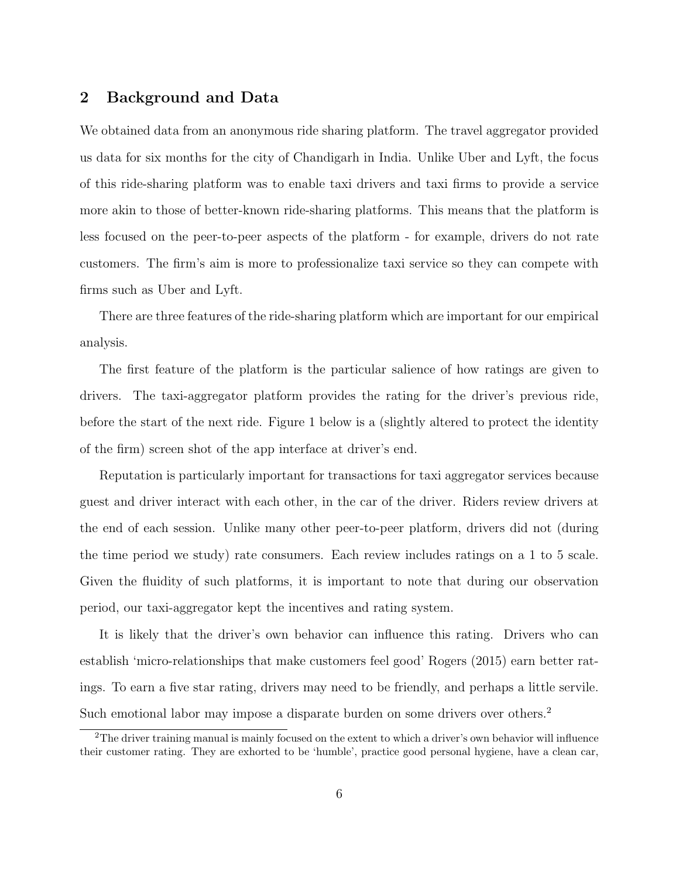## 2 Background and Data

We obtained data from an anonymous ride sharing platform. The travel aggregator provided us data for six months for the city of Chandigarh in India. Unlike Uber and Lyft, the focus of this ride-sharing platform was to enable taxi drivers and taxi firms to provide a service more akin to those of better-known ride-sharing platforms. This means that the platform is less focused on the peer-to-peer aspects of the platform - for example, drivers do not rate customers. The firm's aim is more to professionalize taxi service so they can compete with firms such as Uber and Lyft.

There are three features of the ride-sharing platform which are important for our empirical analysis.

The first feature of the platform is the particular salience of how ratings are given to drivers. The taxi-aggregator platform provides the rating for the driver's previous ride, before the start of the next ride. Figure 1 below is a (slightly altered to protect the identity of the firm) screen shot of the app interface at driver's end.

Reputation is particularly important for transactions for taxi aggregator services because guest and driver interact with each other, in the car of the driver. Riders review drivers at the end of each session. Unlike many other peer-to-peer platform, drivers did not (during the time period we study) rate consumers. Each review includes ratings on a 1 to 5 scale. Given the fluidity of such platforms, it is important to note that during our observation period, our taxi-aggregator kept the incentives and rating system.

It is likely that the driver's own behavior can influence this rating. Drivers who can establish 'micro-relationships that make customers feel good' Rogers (2015) earn better ratings. To earn a five star rating, drivers may need to be friendly, and perhaps a little servile. Such emotional labor may impose a disparate burden on some drivers over others.[2]

[2] The driver training manual is mainly focused on the extent to which a driver's own behavior will influence their customer rating. They are exhorted to be 'humble', practice good personal hygiene, have a clean car,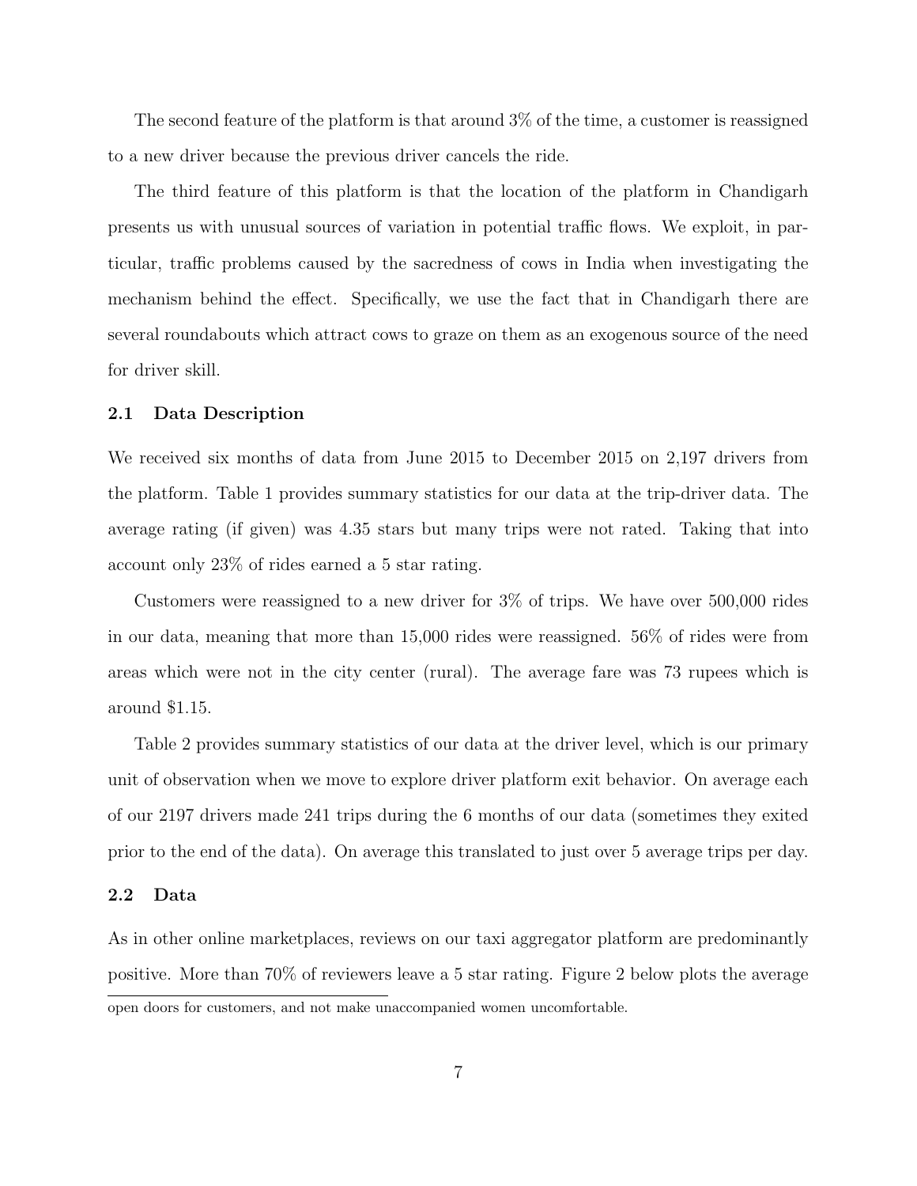The second feature of the platform is that around 3% of the time, a customer is reassigned to a new driver because the previous driver cancels the ride.

The third feature of this platform is that the location of the platform in Chandigarh presents us with unusual sources of variation in potential traffic flows. We exploit, in particular, traffic problems caused by the sacredness of cows in India when investigating the mechanism behind the effect. Specifically, we use the fact that in Chandigarh there are several roundabouts which attract cows to graze on them as an exogenous source of the need for driver skill.

### 2.1 Data Description

We received six months of data from June 2015 to December 2015 on 2,197 drivers from the platform. Table 1 provides summary statistics for our data at the trip-driver data. The average rating (if given) was 4.35 stars but many trips were not rated. Taking that into account only 23% of rides earned a 5 star rating.

Customers were reassigned to a new driver for 3% of trips. We have over 500,000 rides in our data, meaning that more than 15,000 rides were reassigned. 56% of rides were from areas which were not in the city center (rural). The average fare was 73 rupees which is around $1.15.

Table 2 provides summary statistics of our data at the driver level, which is our primary unit of observation when we move to explore driver platform exit behavior. On average each of our 2197 drivers made 241 trips during the 6 months of our data (sometimes they exited prior to the end of the data). On average this translated to just over 5 average trips per day.

### 2.2 Data

As in other online marketplaces, reviews on our taxi aggregator platform are predominantly positive. More than 70% of reviewers leave a 5 star rating. Figure 2 below plots the average

open doors for customers, and not make unaccompanied women uncomfortable.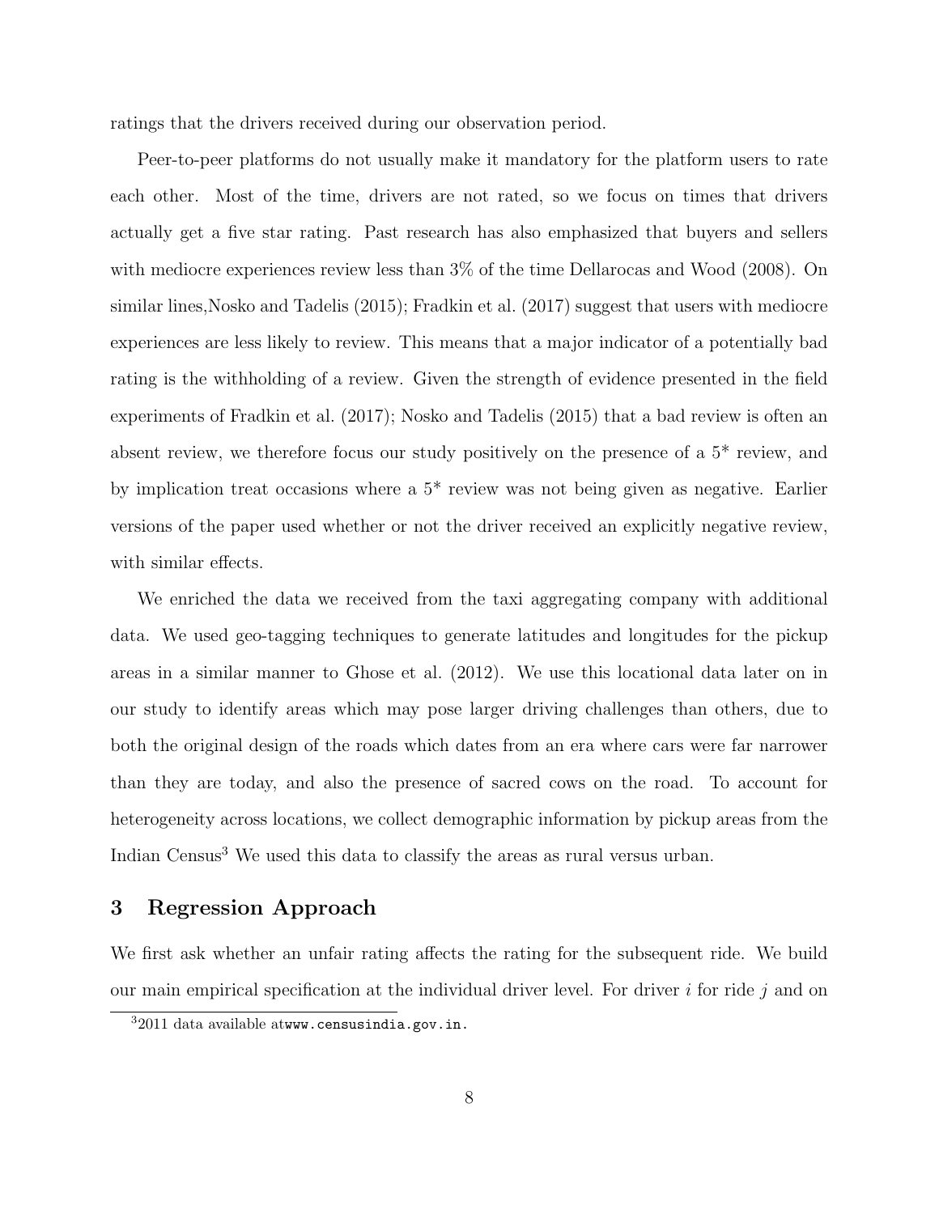ratings that the drivers received during our observation period.

Peer-to-peer platforms do not usually make it mandatory for the platform users to rate each other. Most of the time, drivers are not rated, so we focus on times that drivers actually get a five star rating. Past research has also emphasized that buyers and sellers with mediocre experiences review less than 3% of the time Dellarocas and Wood (2008). On similar lines,Nosko and Tadelis (2015); Fradkin et al. (2017) suggest that users with mediocre experiences are less likely to review. This means that a major indicator of a potentially bad rating is the withholding of a review. Given the strength of evidence presented in the field experiments of Fradkin et al. (2017); Nosko and Tadelis (2015) that a bad review is often an absent review, we therefore focus our study positively on the presence of a 5* review, and by implication treat occasions where a 5* review was not being given as negative. Earlier versions of the paper used whether or not the driver received an explicitly negative review, with similar effects.

We enriched the data we received from the taxi aggregating company with additional data. We used geo-tagging techniques to generate latitudes and longitudes for the pickup areas in a similar manner to Ghose et al. (2012). We use this locational data later on in our study to identify areas which may pose larger driving challenges than others, due to both the original design of the roads which dates from an era where cars were far narrower than they are today, and also the presence of sacred cows on the road. To account for heterogeneity across locations, we collect demographic information by pickup areas from the Indian Census[3] We used this data to classify the areas as rural versus urban.

## 3 Regression Approach

We first ask whether an unfair rating affects the rating for the subsequent ride. We build our main empirical specification at the individual driver level. For driver $i$ for ride $j$ and on

[3]2011 data available atwww.censusindia.gov.in.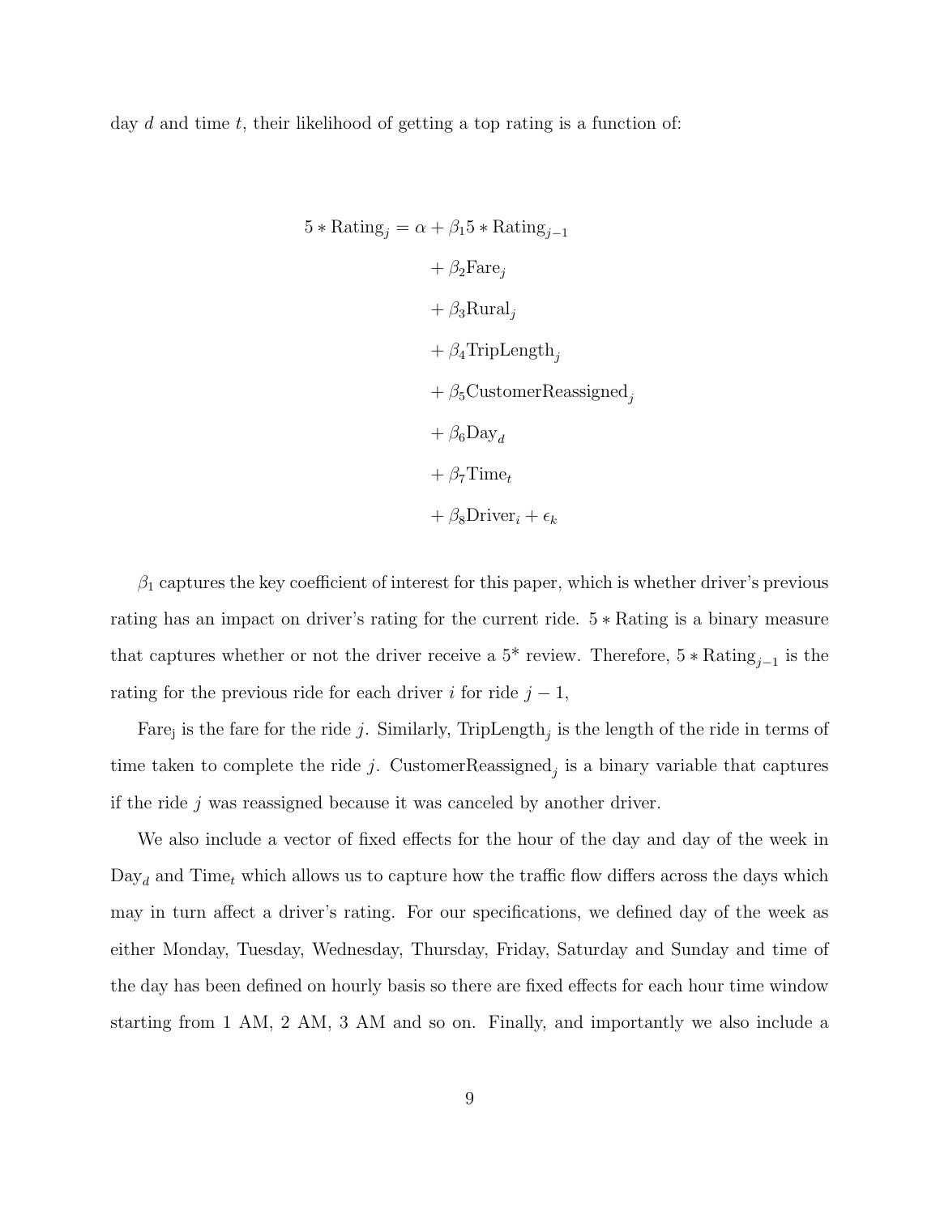day $d$ and time $t$, their likelihood of getting a top rating is a function of:

$$
\begin{aligned}
5 * \text{Rating}_j = \alpha &+ \beta_1 5 * \text{Rating}_{j-1} \\
&+ \beta_2 \text{Fare}_j \\
&+ \beta_3 \text{Rural}_j \\
&+ \beta_4 \text{TripLength}_j \\
&+ \beta_5 \text{CustomerReassigned}_j \\
&+ \beta_6 \text{Day}_d \\
&+ \beta_7 \text{Time}_t \\
&+ \beta_8 \text{Driver}_i + \epsilon_k
\end{aligned}
$$

$\beta_1$ captures the key coefficient of interest for this paper, which is whether driver's previous rating has an impact on driver's rating for the current ride. $5 * \text{Rating}$ is a binary measure that captures whether or not the driver receive a 5* review. Therefore, $5 * \text{Rating}_{j-1}$ is the rating for the previous ride for each driver $i$ for ride $j - 1$,

$\text{Fare}_\text{j}$ is the fare for the ride $j$. Similarly, $\text{TripLength}_j$ is the length of the ride in terms of time taken to complete the ride $j$. $\text{CustomerReassigned}_j$ is a binary variable that captures if the ride $j$ was reassigned because it was canceled by another driver.

We also include a vector of fixed effects for the hour of the day and day of the week in $\text{Day}_d$ and $\text{Time}_t$ which allows us to capture how the traffic flow differs across the days which may in turn affect a driver's rating. For our specifications, we defined day of the week as either Monday, Tuesday, Wednesday, Thursday, Friday, Saturday and Sunday and time of the day has been defined on hourly basis so there are fixed effects for each hour time window starting from 1 AM, 2 AM, 3 AM and so on. Finally, and importantly we also include a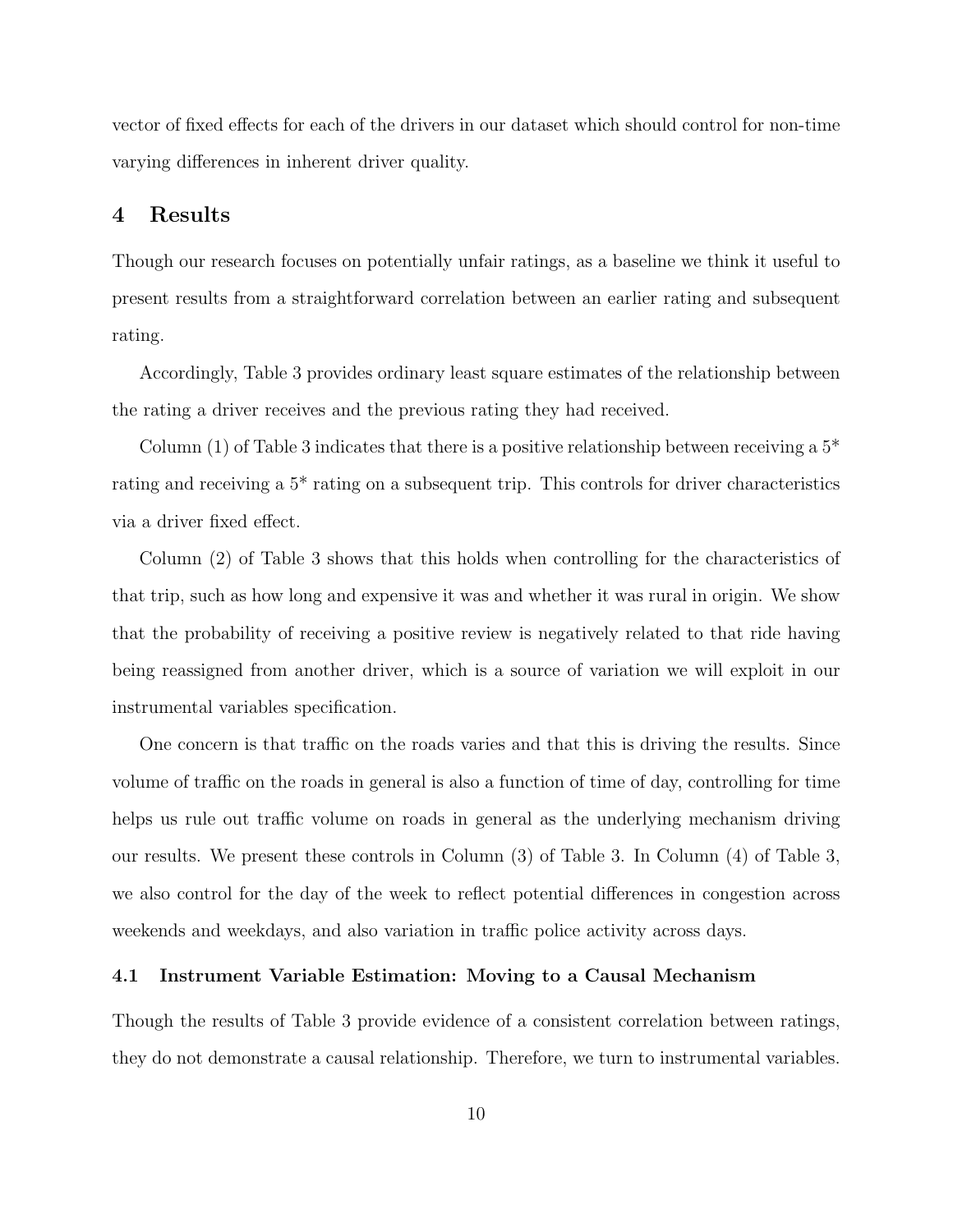vector of fixed effects for each of the drivers in our dataset which should control for non-time varying differences in inherent driver quality.

# 4 Results

Though our research focuses on potentially unfair ratings, as a baseline we think it useful to present results from a straightforward correlation between an earlier rating and subsequent rating.

Accordingly, Table 3 provides ordinary least square estimates of the relationship between the rating a driver receives and the previous rating they had received.

Column (1) of Table 3 indicates that there is a positive relationship between receiving a 5* rating and receiving a 5* rating on a subsequent trip. This controls for driver characteristics via a driver fixed effect.

Column (2) of Table 3 shows that this holds when controlling for the characteristics of that trip, such as how long and expensive it was and whether it was rural in origin. We show that the probability of receiving a positive review is negatively related to that ride having being reassigned from another driver, which is a source of variation we will exploit in our instrumental variables specification.

One concern is that traffic on the roads varies and that this is driving the results. Since volume of traffic on the roads in general is also a function of time of day, controlling for time helps us rule out traffic volume on roads in general as the underlying mechanism driving our results. We present these controls in Column (3) of Table 3. In Column (4) of Table 3, we also control for the day of the week to reflect potential differences in congestion across weekends and weekdays, and also variation in traffic police activity across days.

## 4.1 Instrument Variable Estimation: Moving to a Causal Mechanism

Though the results of Table 3 provide evidence of a consistent correlation between ratings, they do not demonstrate a causal relationship. Therefore, we turn to instrumental variables.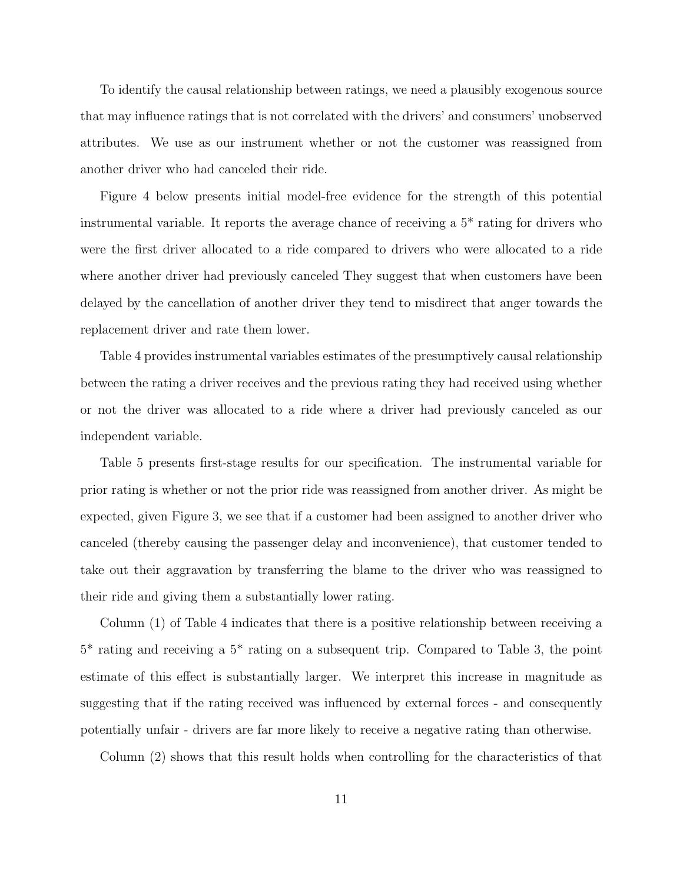To identify the causal relationship between ratings, we need a plausibly exogenous source that may influence ratings that is not correlated with the drivers' and consumers' unobserved attributes. We use as our instrument whether or not the customer was reassigned from another driver who had canceled their ride.

Figure 4 below presents initial model-free evidence for the strength of this potential instrumental variable. It reports the average chance of receiving a 5* rating for drivers who were the first driver allocated to a ride compared to drivers who were allocated to a ride where another driver had previously canceled They suggest that when customers have been delayed by the cancellation of another driver they tend to misdirect that anger towards the replacement driver and rate them lower.

Table 4 provides instrumental variables estimates of the presumptively causal relationship between the rating a driver receives and the previous rating they had received using whether or not the driver was allocated to a ride where a driver had previously canceled as our independent variable.

Table 5 presents first-stage results for our specification. The instrumental variable for prior rating is whether or not the prior ride was reassigned from another driver. As might be expected, given Figure 3, we see that if a customer had been assigned to another driver who canceled (thereby causing the passenger delay and inconvenience), that customer tended to take out their aggravation by transferring the blame to the driver who was reassigned to their ride and giving them a substantially lower rating.

Column (1) of Table 4 indicates that there is a positive relationship between receiving a 5* rating and receiving a 5* rating on a subsequent trip. Compared to Table 3, the point estimate of this effect is substantially larger. We interpret this increase in magnitude as suggesting that if the rating received was influenced by external forces - and consequently potentially unfair - drivers are far more likely to receive a negative rating than otherwise.

Column (2) shows that this result holds when controlling for the characteristics of that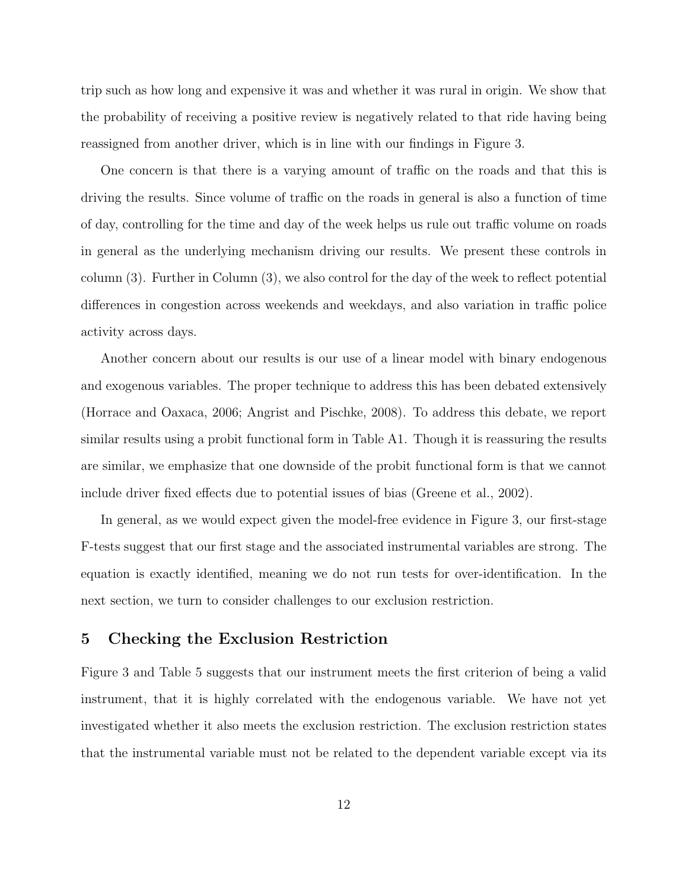trip such as how long and expensive it was and whether it was rural in origin. We show that the probability of receiving a positive review is negatively related to that ride having being reassigned from another driver, which is in line with our findings in Figure 3.

One concern is that there is a varying amount of traffic on the roads and that this is driving the results. Since volume of traffic on the roads in general is also a function of time of day, controlling for the time and day of the week helps us rule out traffic volume on roads in general as the underlying mechanism driving our results. We present these controls in column (3). Further in Column (3), we also control for the day of the week to reflect potential differences in congestion across weekends and weekdays, and also variation in traffic police activity across days.

Another concern about our results is our use of a linear model with binary endogenous and exogenous variables. The proper technique to address this has been debated extensively (Horrace and Oaxaca, 2006; Angrist and Pischke, 2008). To address this debate, we report similar results using a probit functional form in Table A1. Though it is reassuring the results are similar, we emphasize that one downside of the probit functional form is that we cannot include driver fixed effects due to potential issues of bias (Greene et al., 2002).

In general, as we would expect given the model-free evidence in Figure 3, our first-stage F-tests suggest that our first stage and the associated instrumental variables are strong. The equation is exactly identified, meaning we do not run tests for over-identification. In the next section, we turn to consider challenges to our exclusion restriction.

## 5 Checking the Exclusion Restriction

Figure 3 and Table 5 suggests that our instrument meets the first criterion of being a valid instrument, that it is highly correlated with the endogenous variable. We have not yet investigated whether it also meets the exclusion restriction. The exclusion restriction states that the instrumental variable must not be related to the dependent variable except via its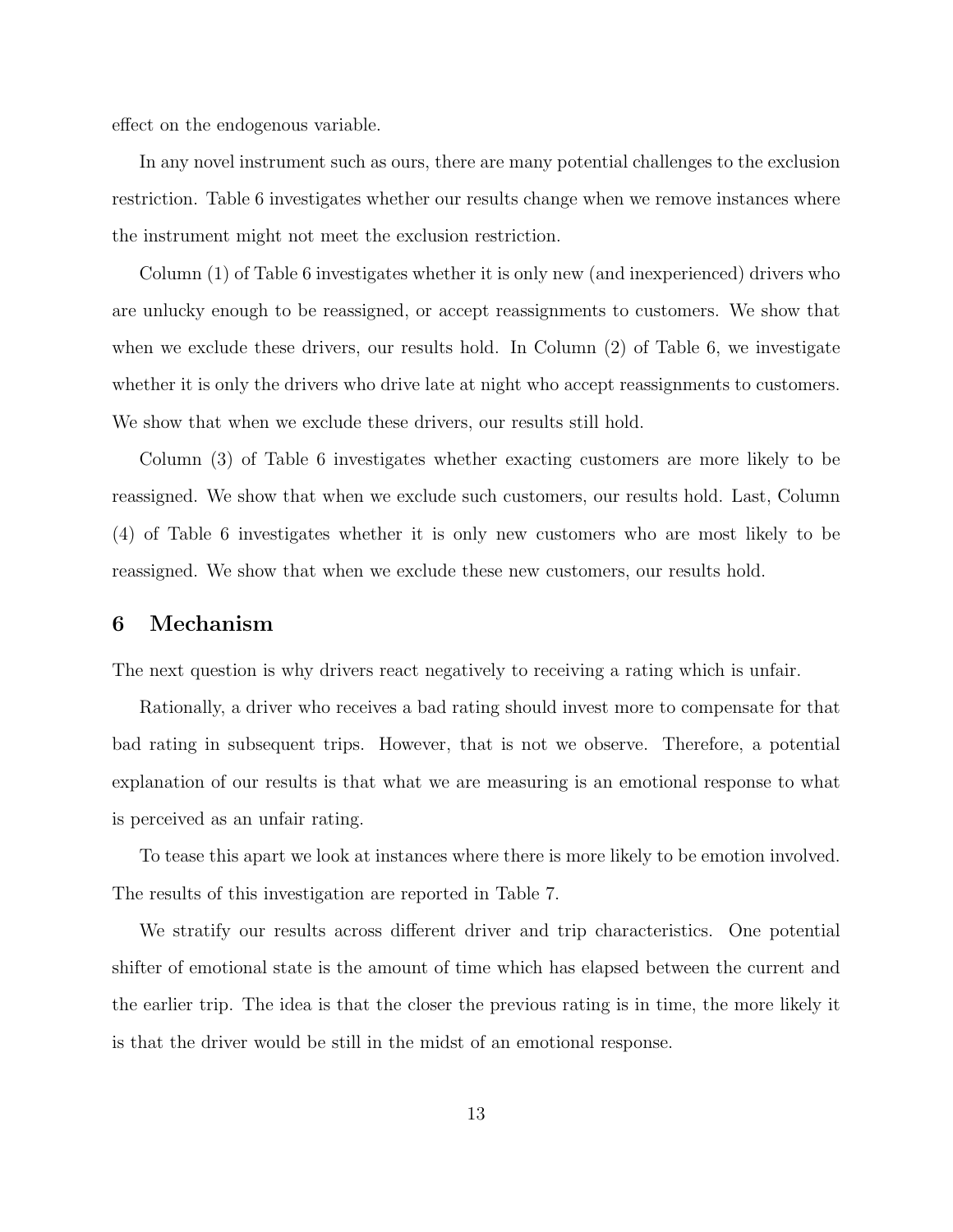effect on the endogenous variable.

In any novel instrument such as ours, there are many potential challenges to the exclusion restriction. Table 6 investigates whether our results change when we remove instances where the instrument might not meet the exclusion restriction.

Column (1) of Table 6 investigates whether it is only new (and inexperienced) drivers who are unlucky enough to be reassigned, or accept reassignments to customers. We show that when we exclude these drivers, our results hold. In Column (2) of Table 6, we investigate whether it is only the drivers who drive late at night who accept reassignments to customers. We show that when we exclude these drivers, our results still hold.

Column (3) of Table 6 investigates whether exacting customers are more likely to be reassigned. We show that when we exclude such customers, our results hold. Last, Column (4) of Table 6 investigates whether it is only new customers who are most likely to be reassigned. We show that when we exclude these new customers, our results hold.

# 6 Mechanism

The next question is why drivers react negatively to receiving a rating which is unfair.

Rationally, a driver who receives a bad rating should invest more to compensate for that bad rating in subsequent trips. However, that is not we observe. Therefore, a potential explanation of our results is that what we are measuring is an emotional response to what is perceived as an unfair rating.

To tease this apart we look at instances where there is more likely to be emotion involved. The results of this investigation are reported in Table 7.

We stratify our results across different driver and trip characteristics. One potential shifter of emotional state is the amount of time which has elapsed between the current and the earlier trip. The idea is that the closer the previous rating is in time, the more likely it is that the driver would be still in the midst of an emotional response.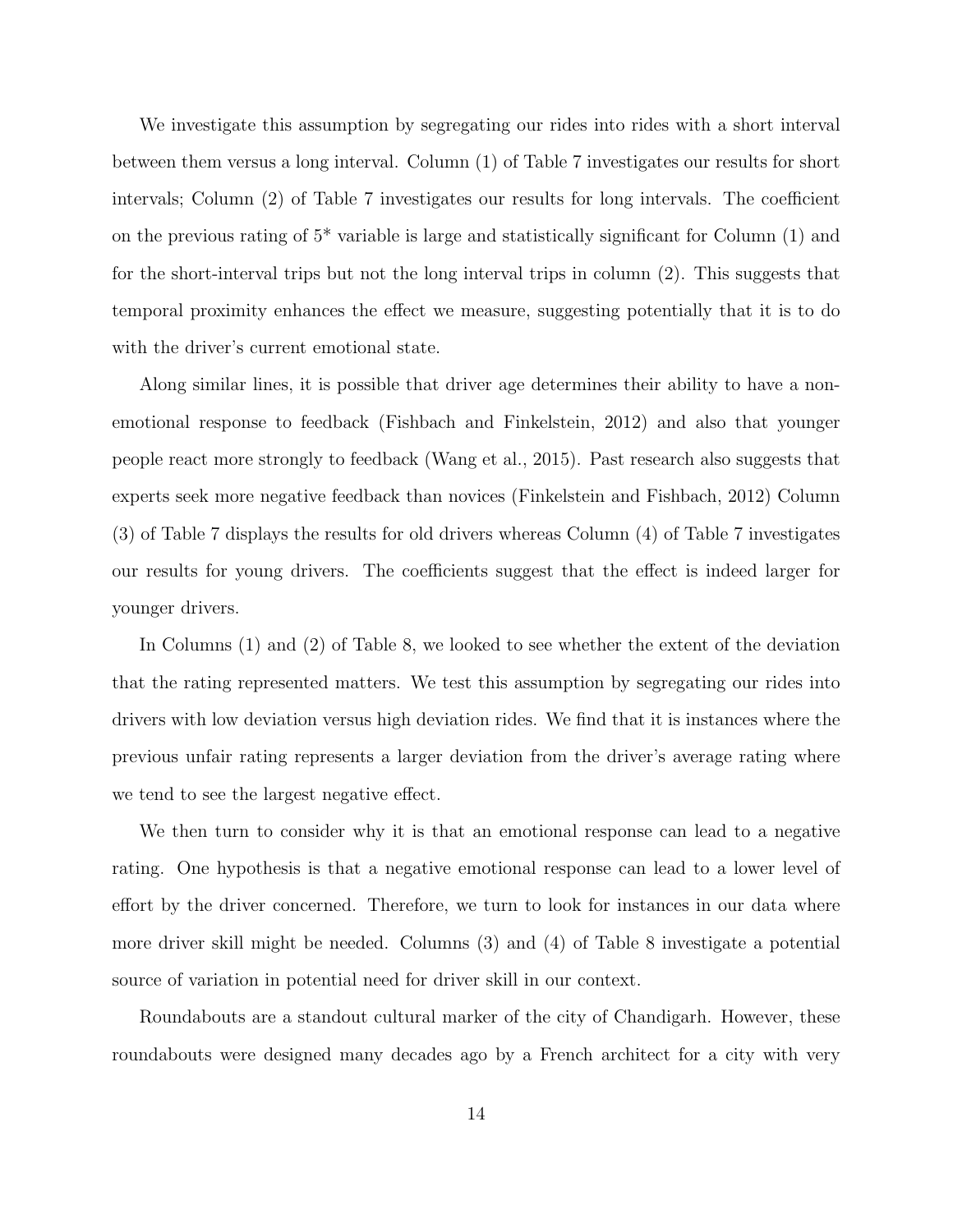We investigate this assumption by segregating our rides into rides with a short interval between them versus a long interval. Column (1) of Table 7 investigates our results for short intervals; Column (2) of Table 7 investigates our results for long intervals. The coefficient on the previous rating of 5* variable is large and statistically significant for Column (1) and for the short-interval trips but not the long interval trips in column (2). This suggests that temporal proximity enhances the effect we measure, suggesting potentially that it is to do with the driver's current emotional state.

Along similar lines, it is possible that driver age determines their ability to have a non-emotional response to feedback (Fishbach and Finkelstein, 2012) and also that younger people react more strongly to feedback (Wang et al., 2015). Past research also suggests that experts seek more negative feedback than novices (Finkelstein and Fishbach, 2012) Column (3) of Table 7 displays the results for old drivers whereas Column (4) of Table 7 investigates our results for young drivers. The coefficients suggest that the effect is indeed larger for younger drivers.

In Columns (1) and (2) of Table 8, we looked to see whether the extent of the deviation that the rating represented matters. We test this assumption by segregating our rides into drivers with low deviation versus high deviation rides. We find that it is instances where the previous unfair rating represents a larger deviation from the driver's average rating where we tend to see the largest negative effect.

We then turn to consider why it is that an emotional response can lead to a negative rating. One hypothesis is that a negative emotional response can lead to a lower level of effort by the driver concerned. Therefore, we turn to look for instances in our data where more driver skill might be needed. Columns (3) and (4) of Table 8 investigate a potential source of variation in potential need for driver skill in our context.

Roundabouts are a standout cultural marker of the city of Chandigarh. However, these roundabouts were designed many decades ago by a French architect for a city with very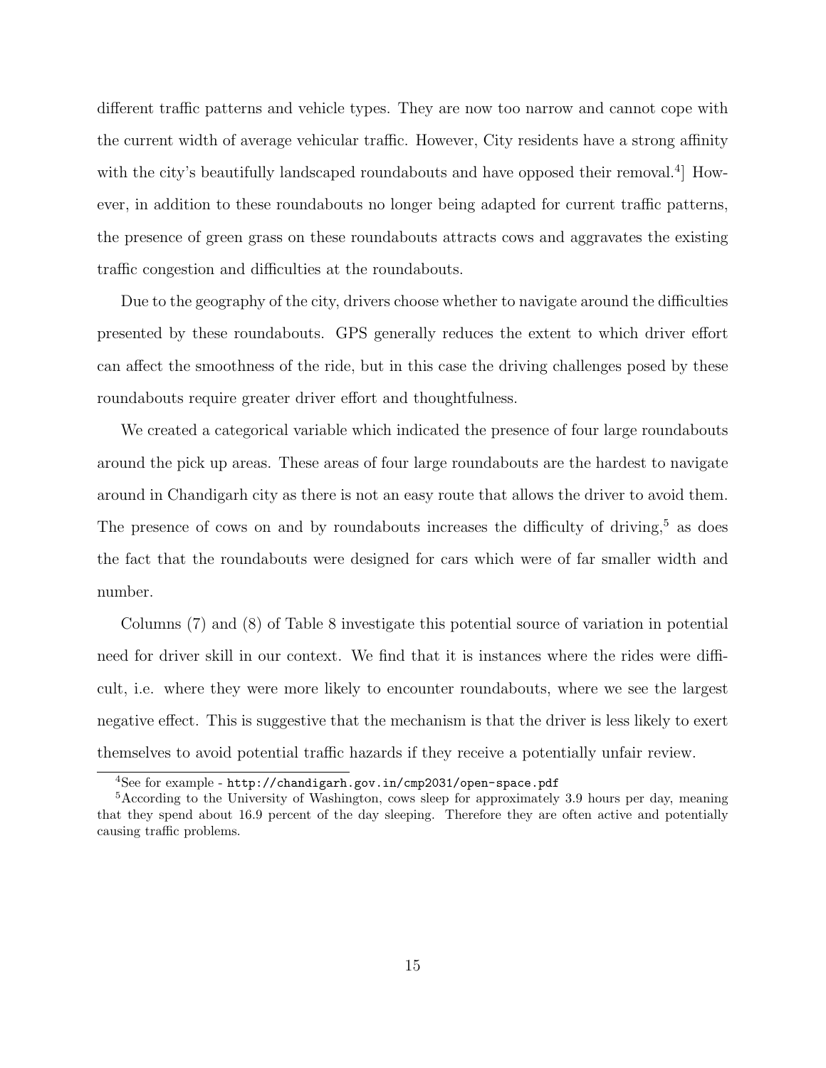different traffic patterns and vehicle types. They are now too narrow and cannot cope with the current width of average vehicular traffic. However, City residents have a strong affinity with the city's beautifully landscaped roundabouts and have opposed their removal.[4]] However, in addition to these roundabouts no longer being adapted for current traffic patterns, the presence of green grass on these roundabouts attracts cows and aggravates the existing traffic congestion and difficulties at the roundabouts.

Due to the geography of the city, drivers choose whether to navigate around the difficulties presented by these roundabouts. GPS generally reduces the extent to which driver effort can affect the smoothness of the ride, but in this case the driving challenges posed by these roundabouts require greater driver effort and thoughtfulness.

We created a categorical variable which indicated the presence of four large roundabouts around the pick up areas. These areas of four large roundabouts are the hardest to navigate around in Chandigarh city as there is not an easy route that allows the driver to avoid them. The presence of cows on and by roundabouts increases the difficulty of driving,[5] as does the fact that the roundabouts were designed for cars which were of far smaller width and number.

Columns (7) and (8) of Table 8 investigate this potential source of variation in potential need for driver skill in our context. We find that it is instances where the rides were difficult, i.e. where they were more likely to encounter roundabouts, where we see the largest negative effect. This is suggestive that the mechanism is that the driver is less likely to exert themselves to avoid potential traffic hazards if they receive a potentially unfair review.

[4]See for example - `http://chandigarh.gov.in/cmp2031/open-space.pdf`

[5]According to the University of Washington, cows sleep for approximately 3.9 hours per day, meaning that they spend about 16.9 percent of the day sleeping. Therefore they are often active and potentially causing traffic problems.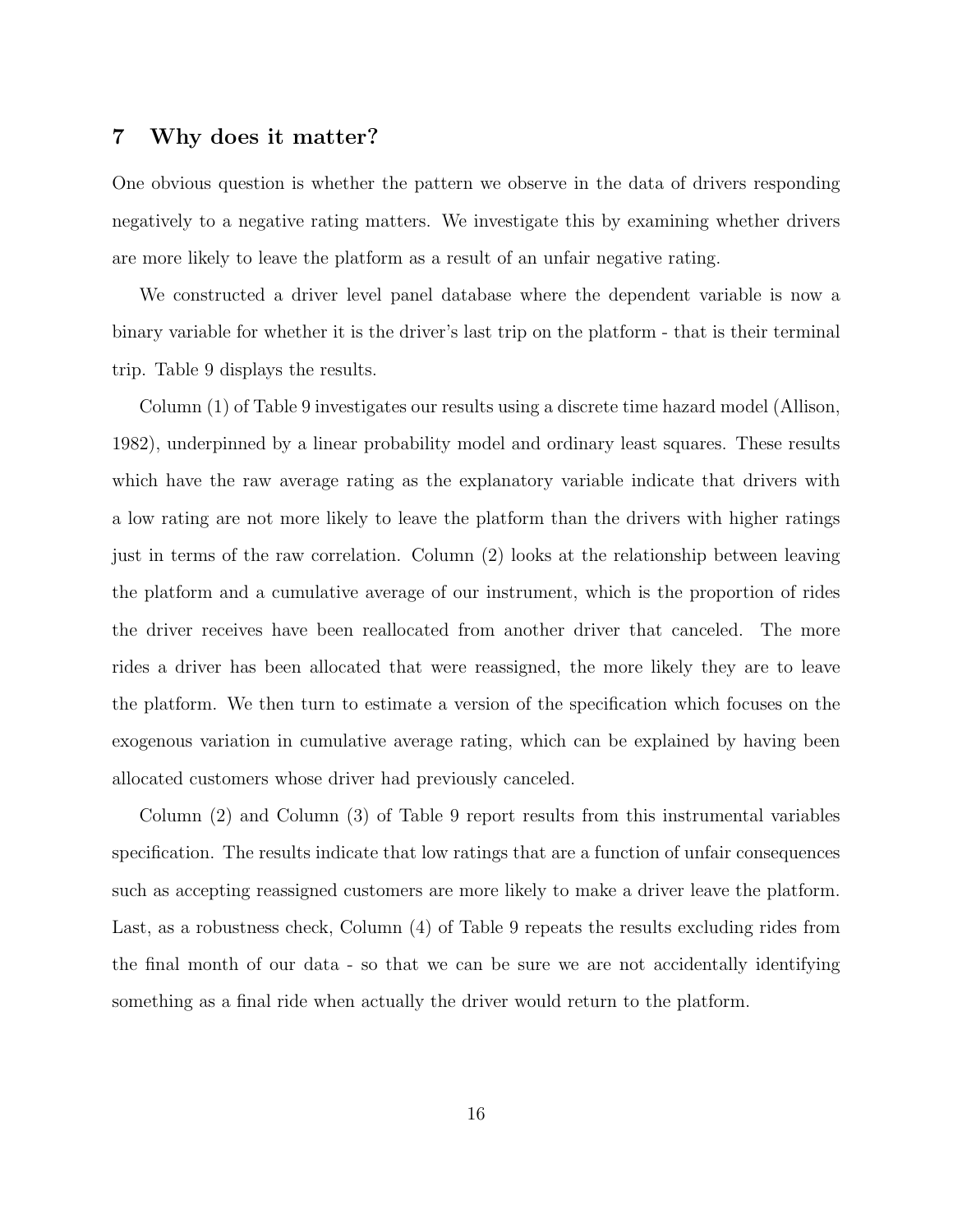## 7 Why does it matter?

One obvious question is whether the pattern we observe in the data of drivers responding negatively to a negative rating matters. We investigate this by examining whether drivers are more likely to leave the platform as a result of an unfair negative rating.

We constructed a driver level panel database where the dependent variable is now a binary variable for whether it is the driver's last trip on the platform - that is their terminal trip. Table 9 displays the results.

Column (1) of Table 9 investigates our results using a discrete time hazard model (Allison, 1982), underpinned by a linear probability model and ordinary least squares. These results which have the raw average rating as the explanatory variable indicate that drivers with a low rating are not more likely to leave the platform than the drivers with higher ratings just in terms of the raw correlation. Column (2) looks at the relationship between leaving the platform and a cumulative average of our instrument, which is the proportion of rides the driver receives have been reallocated from another driver that canceled. The more rides a driver has been allocated that were reassigned, the more likely they are to leave the platform. We then turn to estimate a version of the specification which focuses on the exogenous variation in cumulative average rating, which can be explained by having been allocated customers whose driver had previously canceled.

Column (2) and Column (3) of Table 9 report results from this instrumental variables specification. The results indicate that low ratings that are a function of unfair consequences such as accepting reassigned customers are more likely to make a driver leave the platform. Last, as a robustness check, Column (4) of Table 9 repeats the results excluding rides from the final month of our data - so that we can be sure we are not accidentally identifying something as a final ride when actually the driver would return to the platform.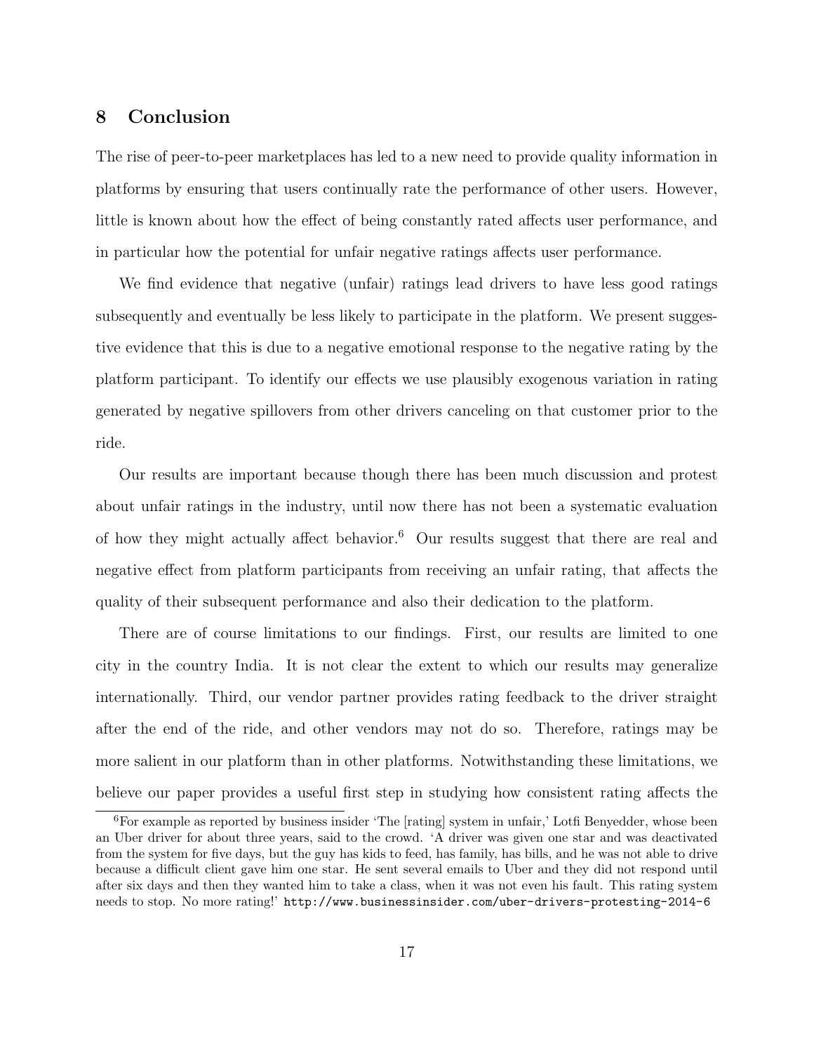## 8 Conclusion

The rise of peer-to-peer marketplaces has led to a new need to provide quality information in platforms by ensuring that users continually rate the performance of other users. However, little is known about how the effect of being constantly rated affects user performance, and in particular how the potential for unfair negative ratings affects user performance.

We find evidence that negative (unfair) ratings lead drivers to have less good ratings subsequently and eventually be less likely to participate in the platform. We present suggestive evidence that this is due to a negative emotional response to the negative rating by the platform participant. To identify our effects we use plausibly exogenous variation in rating generated by negative spillovers from other drivers canceling on that customer prior to the ride.

Our results are important because though there has been much discussion and protest about unfair ratings in the industry, until now there has not been a systematic evaluation of how they might actually affect behavior.[6] Our results suggest that there are real and negative effect from platform participants from receiving an unfair rating, that affects the quality of their subsequent performance and also their dedication to the platform.

There are of course limitations to our findings. First, our results are limited to one city in the country India. It is not clear the extent to which our results may generalize internationally. Third, our vendor partner provides rating feedback to the driver straight after the end of the ride, and other vendors may not do so. Therefore, ratings may be more salient in our platform than in other platforms. Notwithstanding these limitations, we believe our paper provides a useful first step in studying how consistent rating affects the

[6] For example as reported by business insider 'The [rating] system in unfair,' Lotfi Benyedder, whose been an Uber driver for about three years, said to the crowd. 'A driver was given one star and was deactivated from the system for five days, but the guy has kids to feed, has family, has bills, and he was not able to drive because a difficult client gave him one star. He sent several emails to Uber and they did not respond until after six days and then they wanted him to take a class, when it was not even his fault. This rating system needs to stop. No more rating!' http://www.businessinsider.com/uber-drivers-protesting-2014-6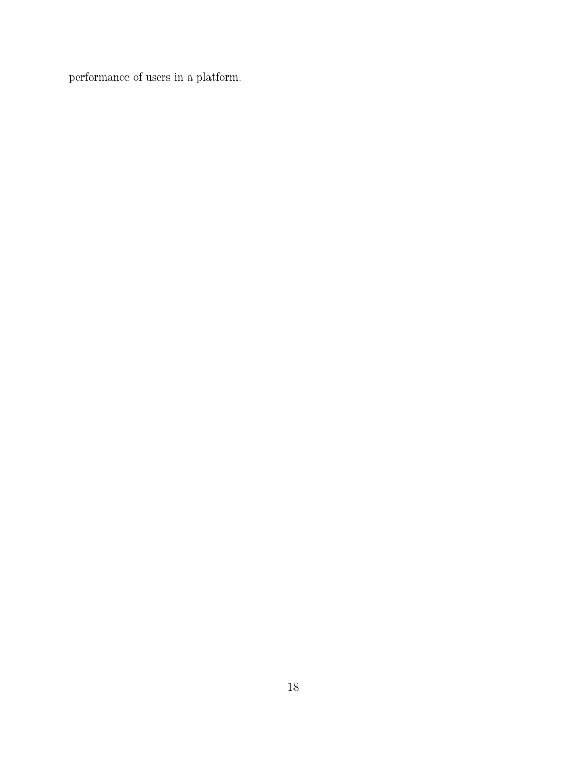performance of users in a platform.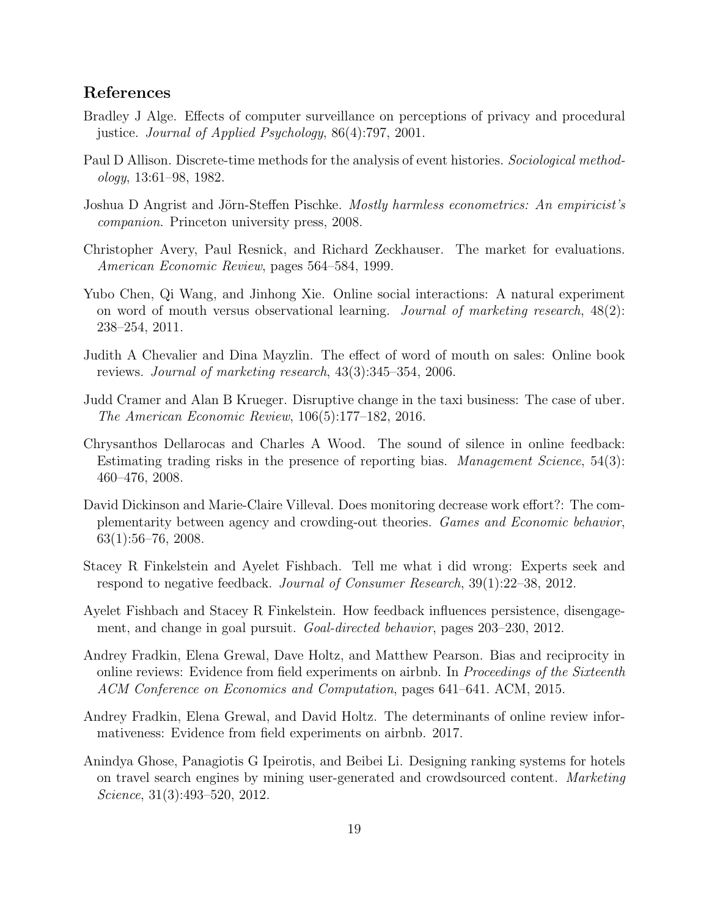## References

Bradley J Alge. Effects of computer surveillance on perceptions of privacy and procedural justice. *Journal of Applied Psychology*, 86(4):797, 2001.

Paul D Allison. Discrete-time methods for the analysis of event histories. *Sociological methodology*, 13:61–98, 1982.

Joshua D Angrist and Jörn-Steffen Pischke. *Mostly harmless econometrics: An empiricist's companion*. Princeton university press, 2008.

Christopher Avery, Paul Resnick, and Richard Zeckhauser. The market for evaluations. *American Economic Review*, pages 564–584, 1999.

Yubo Chen, Qi Wang, and Jinhong Xie. Online social interactions: A natural experiment on word of mouth versus observational learning. *Journal of marketing research*, 48(2): 238–254, 2011.

Judith A Chevalier and Dina Mayzlin. The effect of word of mouth on sales: Online book reviews. *Journal of marketing research*, 43(3):345–354, 2006.

Judd Cramer and Alan B Krueger. Disruptive change in the taxi business: The case of uber. *The American Economic Review*, 106(5):177–182, 2016.

Chrysanthos Dellarocas and Charles A Wood. The sound of silence in online feedback: Estimating trading risks in the presence of reporting bias. *Management Science*, 54(3): 460–476, 2008.

David Dickinson and Marie-Claire Villeval. Does monitoring decrease work effort?: The complementarity between agency and crowding-out theories. *Games and Economic behavior*, 63(1):56–76, 2008.

Stacey R Finkelstein and Ayelet Fishbach. Tell me what i did wrong: Experts seek and respond to negative feedback. *Journal of Consumer Research*, 39(1):22–38, 2012.

Ayelet Fishbach and Stacey R Finkelstein. How feedback influences persistence, disengagement, and change in goal pursuit. *Goal-directed behavior*, pages 203–230, 2012.

Andrey Fradkin, Elena Grewal, Dave Holtz, and Matthew Pearson. Bias and reciprocity in online reviews: Evidence from field experiments on airbnb. In *Proceedings of the Sixteenth ACM Conference on Economics and Computation*, pages 641–641. ACM, 2015.

Andrey Fradkin, Elena Grewal, and David Holtz. The determinants of online review informativeness: Evidence from field experiments on airbnb. 2017.

Anindya Ghose, Panagiotis G Ipeirotis, and Beibei Li. Designing ranking systems for hotels on travel search engines by mining user-generated and crowdsourced content. *Marketing Science*, 31(3):493–520, 2012.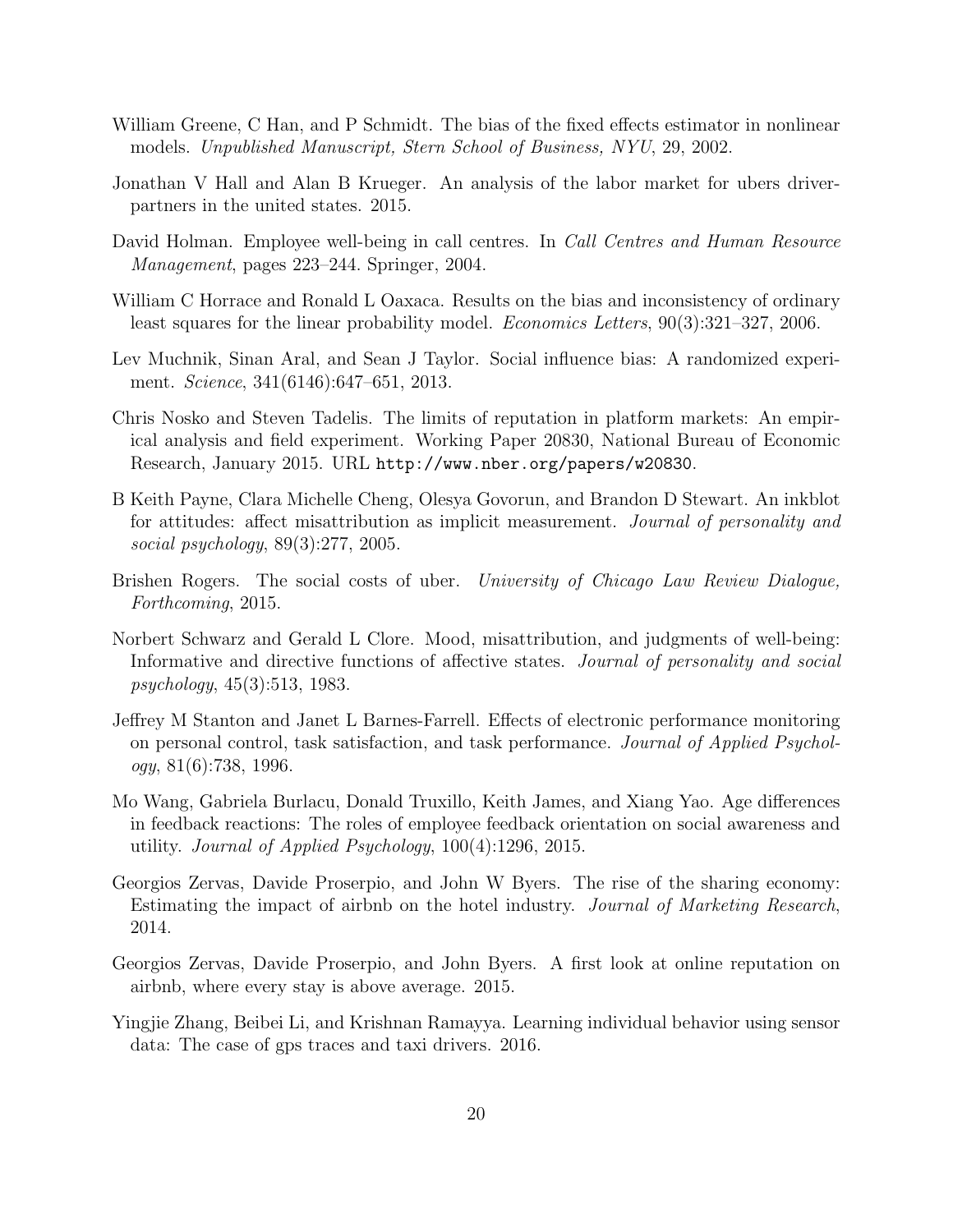William Greene, C Han, and P Schmidt. The bias of the fixed effects estimator in nonlinear models. *Unpublished Manuscript, Stern School of Business, NYU*, 29, 2002.

Jonathan V Hall and Alan B Krueger. An analysis of the labor market for ubers driver-partners in the united states. 2015.

David Holman. Employee well-being in call centres. In *Call Centres and Human Resource Management*, pages 223–244. Springer, 2004.

William C Horrace and Ronald L Oaxaca. Results on the bias and inconsistency of ordinary least squares for the linear probability model. *Economics Letters*, 90(3):321–327, 2006.

Lev Muchnik, Sinan Aral, and Sean J Taylor. Social influence bias: A randomized experiment. *Science*, 341(6146):647–651, 2013.

Chris Nosko and Steven Tadelis. The limits of reputation in platform markets: An empirical analysis and field experiment. Working Paper 20830, National Bureau of Economic Research, January 2015. URL `http://www.nber.org/papers/w20830`.

B Keith Payne, Clara Michelle Cheng, Olesya Govorun, and Brandon D Stewart. An inkblot for attitudes: affect misattribution as implicit measurement. *Journal of personality and social psychology*, 89(3):277, 2005.

Brishen Rogers. The social costs of uber. *University of Chicago Law Review Dialogue, Forthcoming*, 2015.

Norbert Schwarz and Gerald L Clore. Mood, misattribution, and judgments of well-being: Informative and directive functions of affective states. *Journal of personality and social psychology*, 45(3):513, 1983.

Jeffrey M Stanton and Janet L Barnes-Farrell. Effects of electronic performance monitoring on personal control, task satisfaction, and task performance. *Journal of Applied Psychology*, 81(6):738, 1996.

Mo Wang, Gabriela Burlacu, Donald Truxillo, Keith James, and Xiang Yao. Age differences in feedback reactions: The roles of employee feedback orientation on social awareness and utility. *Journal of Applied Psychology*, 100(4):1296, 2015.

Georgios Zervas, Davide Proserpio, and John W Byers. The rise of the sharing economy: Estimating the impact of airbnb on the hotel industry. *Journal of Marketing Research*, 2014.

Georgios Zervas, Davide Proserpio, and John Byers. A first look at online reputation on airbnb, where every stay is above average. 2015.

Yingjie Zhang, Beibei Li, and Krishnan Ramayya. Learning individual behavior using sensor data: The case of gps traces and taxi drivers. 2016.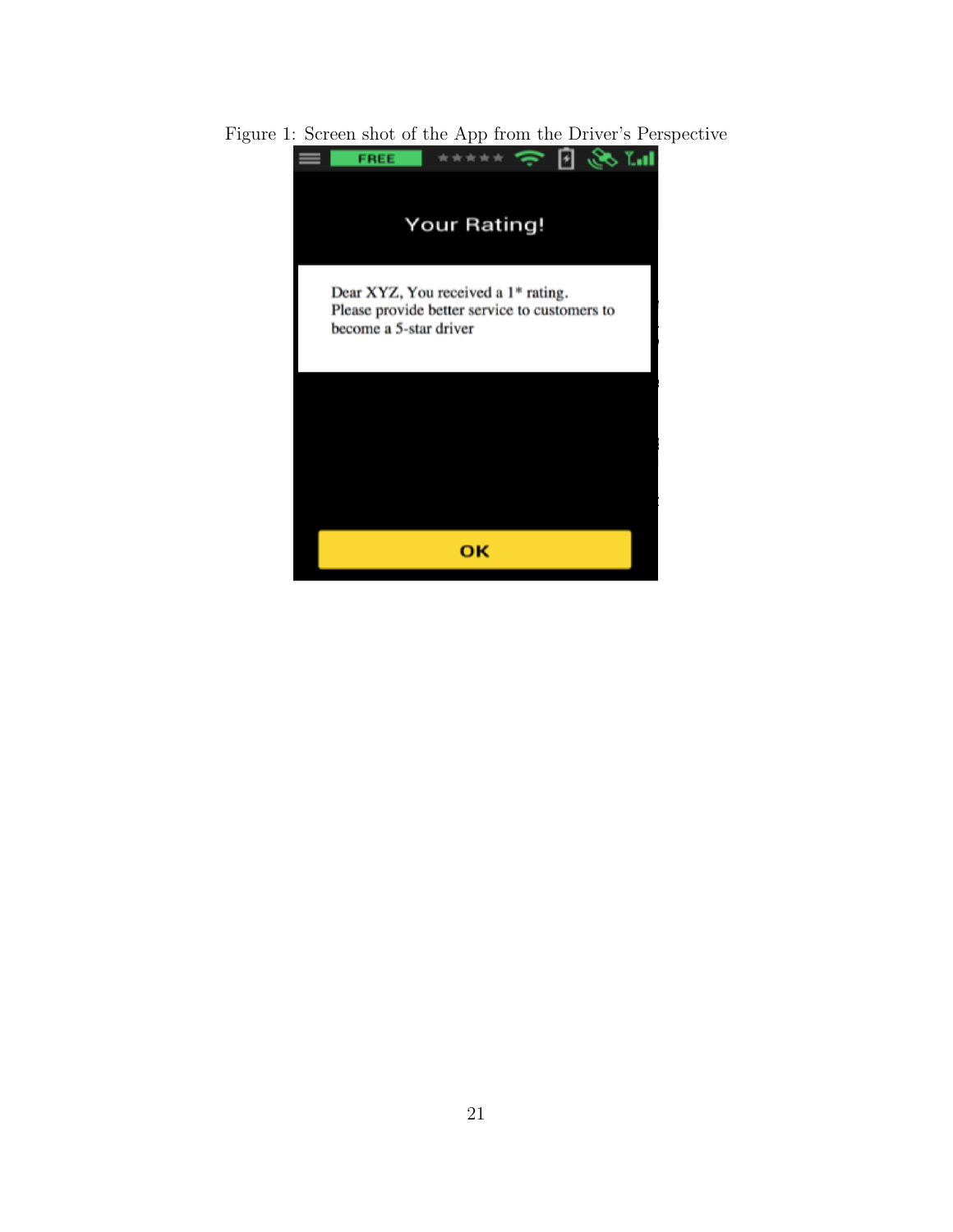Figure 1: Screen shot of the App from the Driver's Perspective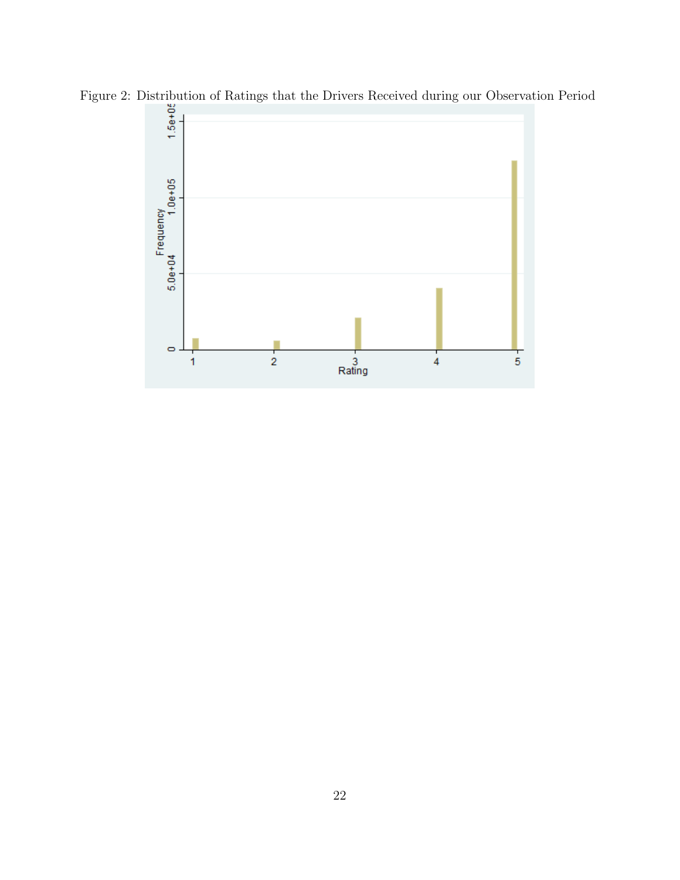Figure 2: Distribution of Ratings that the Drivers Received during our Observation Period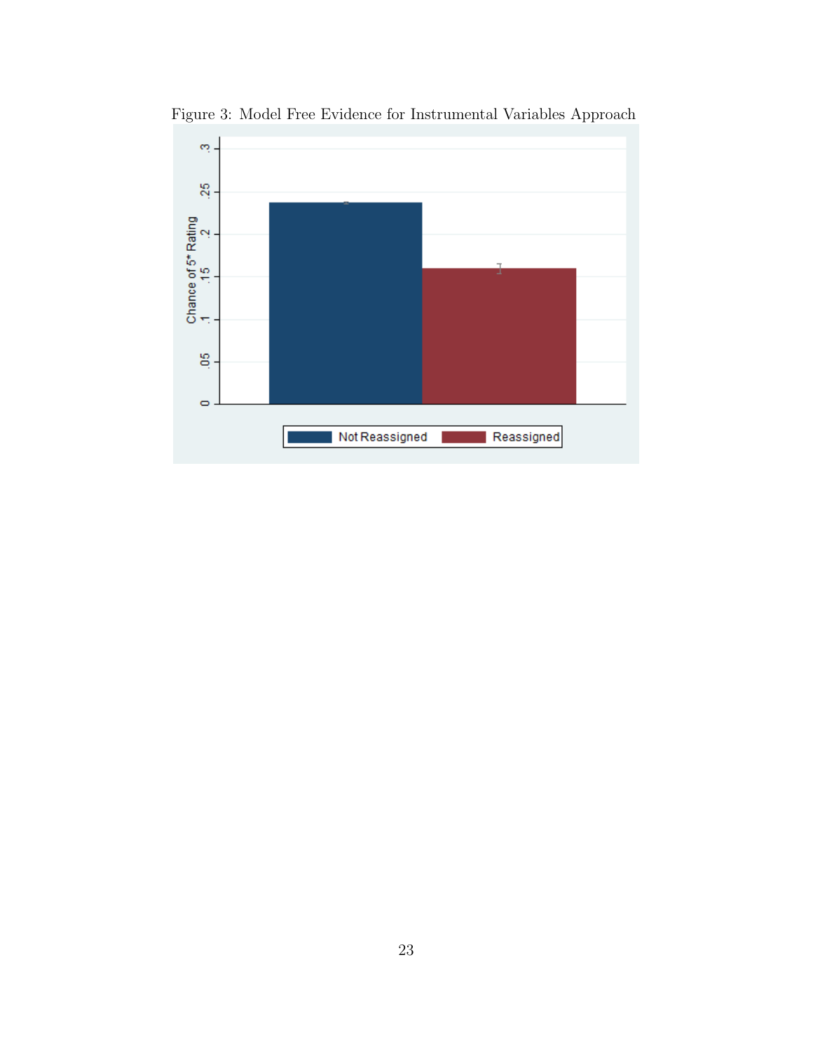Figure 3: Model Free Evidence for Instrumental Variables Approach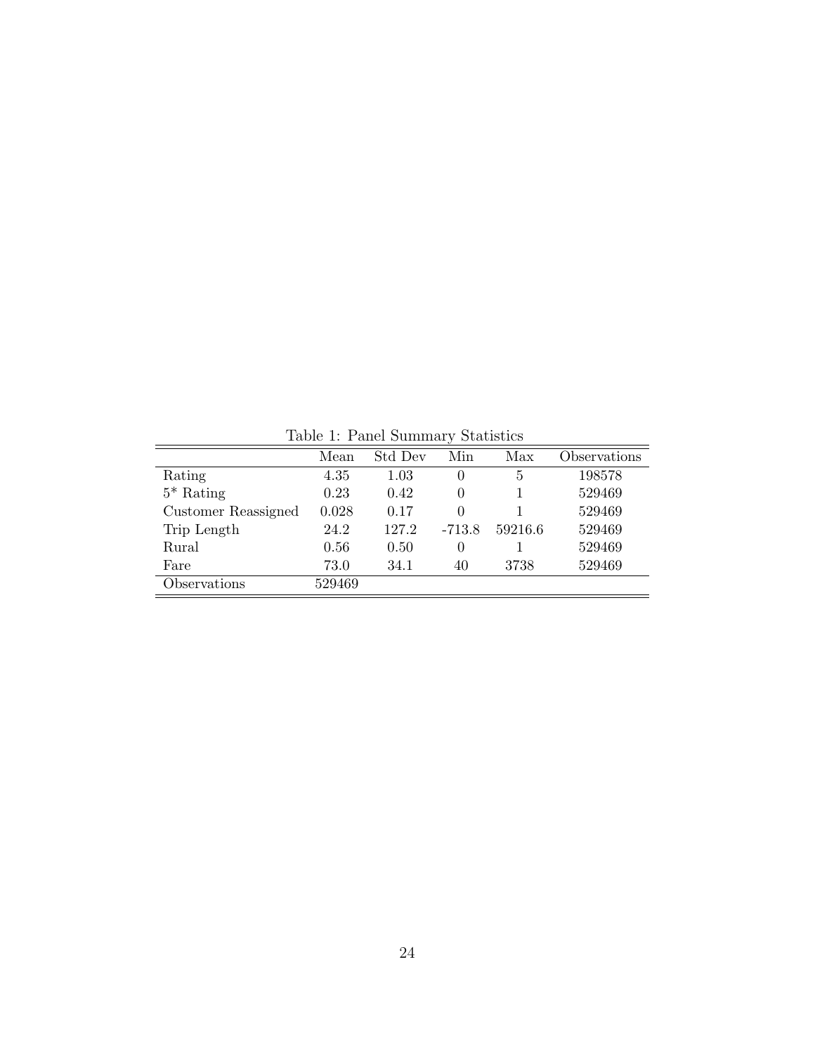Table 1: Panel Summary Statistics

| | Mean | Std Dev | Min | Max | Observations |
|---|---|---|---|---|---|
| Rating | 4.35 | 1.03 | 0 | 5 | 198578 |
| 5* Rating | 0.23 | 0.42 | 0 | 1 | 529469 |
| Customer Reassigned | 0.028 | 0.17 | 0 | 1 | 529469 |
| Trip Length | 24.2 | 127.2 | -713.8 | 59216.6 | 529469 |
| Rural | 0.56 | 0.50 | 0 | 1 | 529469 |
| Fare | 73.0 | 34.1 | 40 | 3738 | 529469 |
| Observations | 529469 | | | | |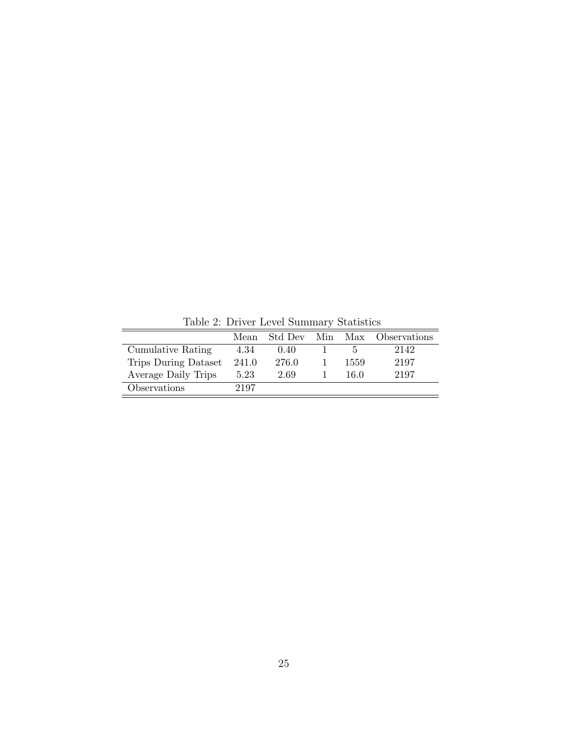Table 2: Driver Level Summary Statistics

| | Mean | Std Dev | Min | Max | Observations |
|---|---|---|---|---|---|
| Cumulative Rating | 4.34 | 0.40 | 1 | 5 | 2142 |
| Trips During Dataset | 241.0 | 276.0 | 1 | 1559 | 2197 |
| Average Daily Trips | 5.23 | 2.69 | 1 | 16.0 | 2197 |
| Observations | 2197 | | | | |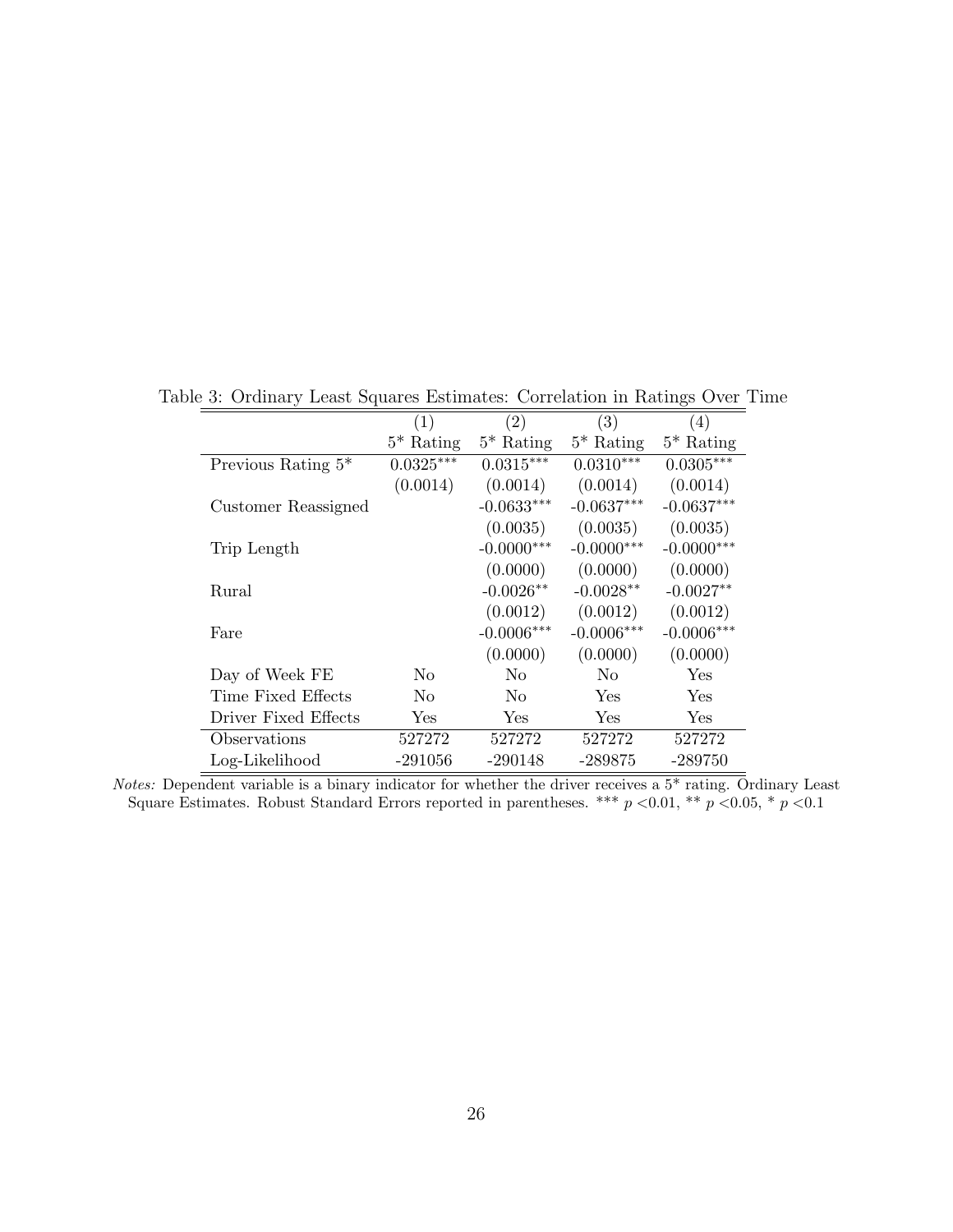Table 3: Ordinary Least Squares Estimates: Correlation in Ratings Over Time

| | (1) | (2) | (3) | (4) |
|---|---|---|---|---|
| | 5* Rating | 5* Rating | 5* Rating | 5* Rating |
| Previous Rating 5* | 0.0325*** | 0.0315*** | 0.0310*** | 0.0305*** |
| | (0.0014) | (0.0014) | (0.0014) | (0.0014) |
| Customer Reassigned | | -0.0633*** | -0.0637*** | -0.0637*** |
| | | (0.0035) | (0.0035) | (0.0035) |
| Trip Length | | -0.0000*** | -0.0000*** | -0.0000*** |
| | | (0.0000) | (0.0000) | (0.0000) |
| Rural | | -0.0026** | -0.0028** | -0.0027** |
| | | (0.0012) | (0.0012) | (0.0012) |
| Fare | | -0.0006*** | -0.0006*** | -0.0006*** |
| | | (0.0000) | (0.0000) | (0.0000) |
| Day of Week FE | No | No | No | Yes |
| Time Fixed Effects | No | No | Yes | Yes |
| Driver Fixed Effects | Yes | Yes | Yes | Yes |
| Observations | 527272 | 527272 | 527272 | 527272 |
| Log-Likelihood | -291056 | -290148 | -289875 | -289750 |

*Notes:* Dependent variable is a binary indicator for whether the driver receives a 5* rating. Ordinary Least Square Estimates. Robust Standard Errors reported in parentheses. *** $p < 0.01$, ** $p < 0.05$, * $p < 0.1$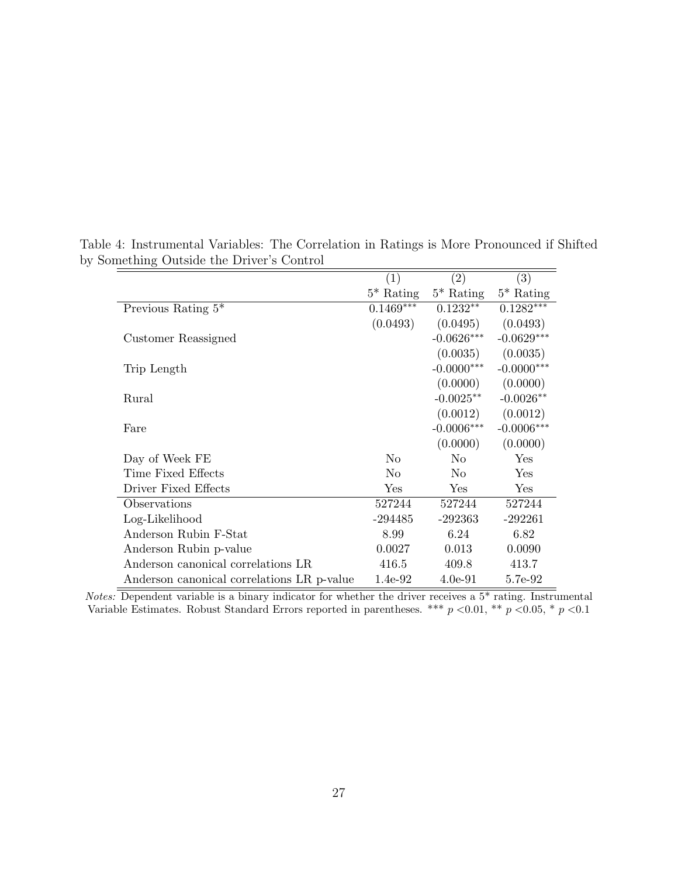Table 4: Instrumental Variables: The Correlation in Ratings is More Pronounced if Shifted by Something Outside the Driver's Control

| | (1) | (2) | (3) |
|---|---|---|---|
| | 5* Rating | 5* Rating | 5* Rating |
| Previous Rating 5* | 0.1469*** | 0.1232** | 0.1282*** |
| | (0.0493) | (0.0495) | (0.0493) |
| Customer Reassigned | | -0.0626*** | -0.0629*** |
| | | (0.0035) | (0.0035) |
| Trip Length | | -0.0000*** | -0.0000*** |
| | | (0.0000) | (0.0000) |
| Rural | | -0.0025** | -0.0026** |
| | | (0.0012) | (0.0012) |
| Fare | | -0.0006*** | -0.0006*** |
| | | (0.0000) | (0.0000) |
| Day of Week FE | No | No | Yes |
| Time Fixed Effects | No | No | Yes |
| Driver Fixed Effects | Yes | Yes | Yes |
| Observations | 527244 | 527244 | 527244 |
| Log-Likelihood | -294485 | -292363 | -292261 |
| Anderson Rubin F-Stat | 8.99 | 6.24 | 6.82 |
| Anderson Rubin p-value | 0.0027 | 0.013 | 0.0090 |
| Anderson canonical correlations LR | 416.5 | 409.8 | 413.7 |
| Anderson canonical correlations LR p-value | 1.4e-92 | 4.0e-91 | 5.7e-92 |

*Notes:* Dependent variable is a binary indicator for whether the driver receives a 5* rating. Instrumental Variable Estimates. Robust Standard Errors reported in parentheses. *** $p < 0.01$, ** $p < 0.05$, * $p < 0.1$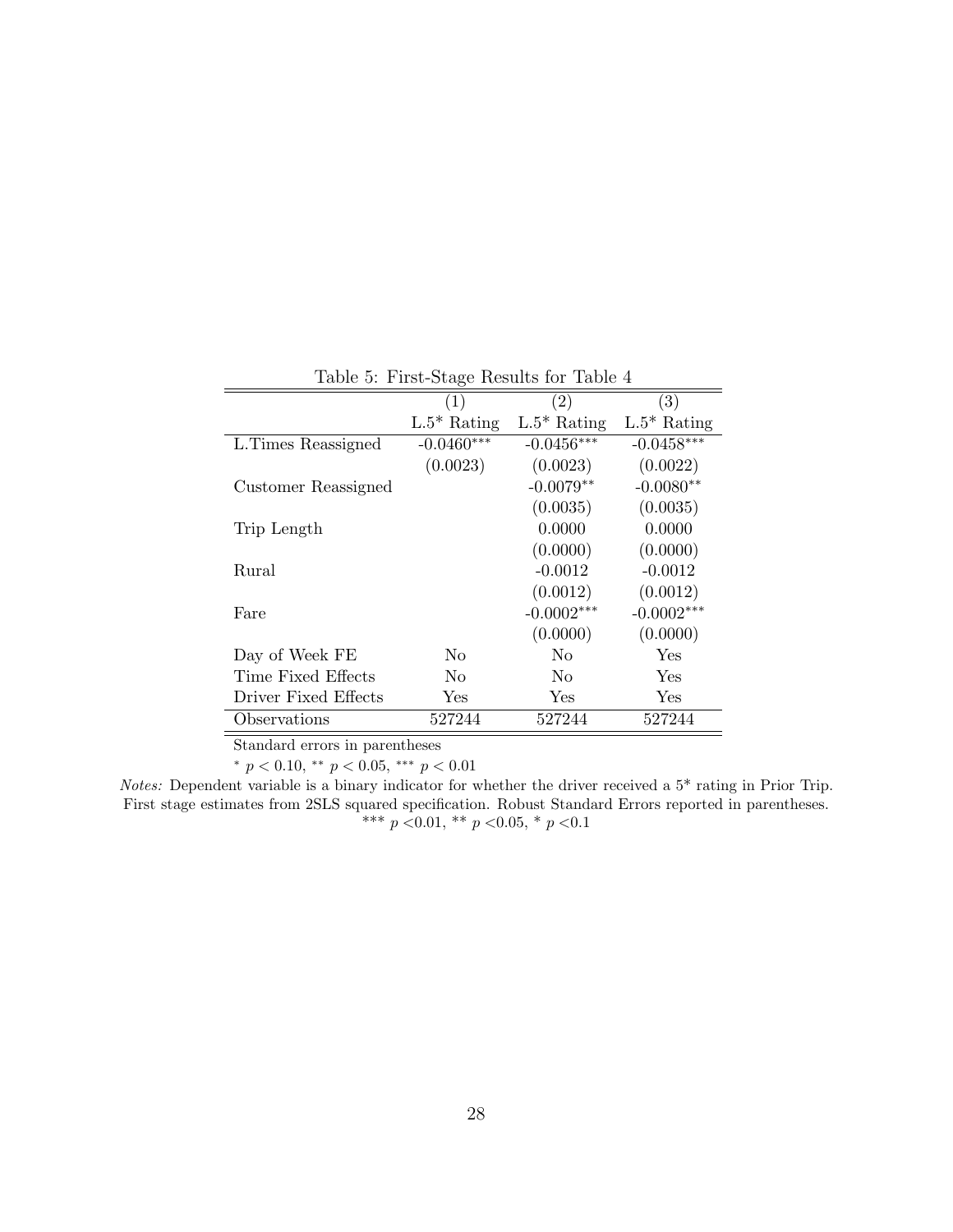Table 5: First-Stage Results for Table 4

| | (1) | (2) | (3) |
|---|---|---|---|
| | L.5* Rating | L.5* Rating | L.5* Rating |
| L.Times Reassigned | -0.0460*** | -0.0456*** | -0.0458*** |
| | (0.0023) | (0.0023) | (0.0022) |
| Customer Reassigned | | -0.0079** | -0.0080** |
| | | (0.0035) | (0.0035) |
| Trip Length | | 0.0000 | 0.0000 |
| | | (0.0000) | (0.0000) |
| Rural | | -0.0012 | -0.0012 |
| | | (0.0012) | (0.0012) |
| Fare | | -0.0002*** | -0.0002*** |
| | | (0.0000) | (0.0000) |
| Day of Week FE | No | No | Yes |
| Time Fixed Effects | No | No | Yes |
| Driver Fixed Effects | Yes | Yes | Yes |
| Observations | 527244 | 527244 | 527244 |

Standard errors in parentheses

* $p < 0.10$, ** $p < 0.05$, *** $p < 0.01$

*Notes:* Dependent variable is a binary indicator for whether the driver received a 5* rating in Prior Trip. First stage estimates from 2SLS squared specification. Robust Standard Errors reported in parentheses. *** $p$ <0.01, ** $p$ <0.05, * $p$ <0.1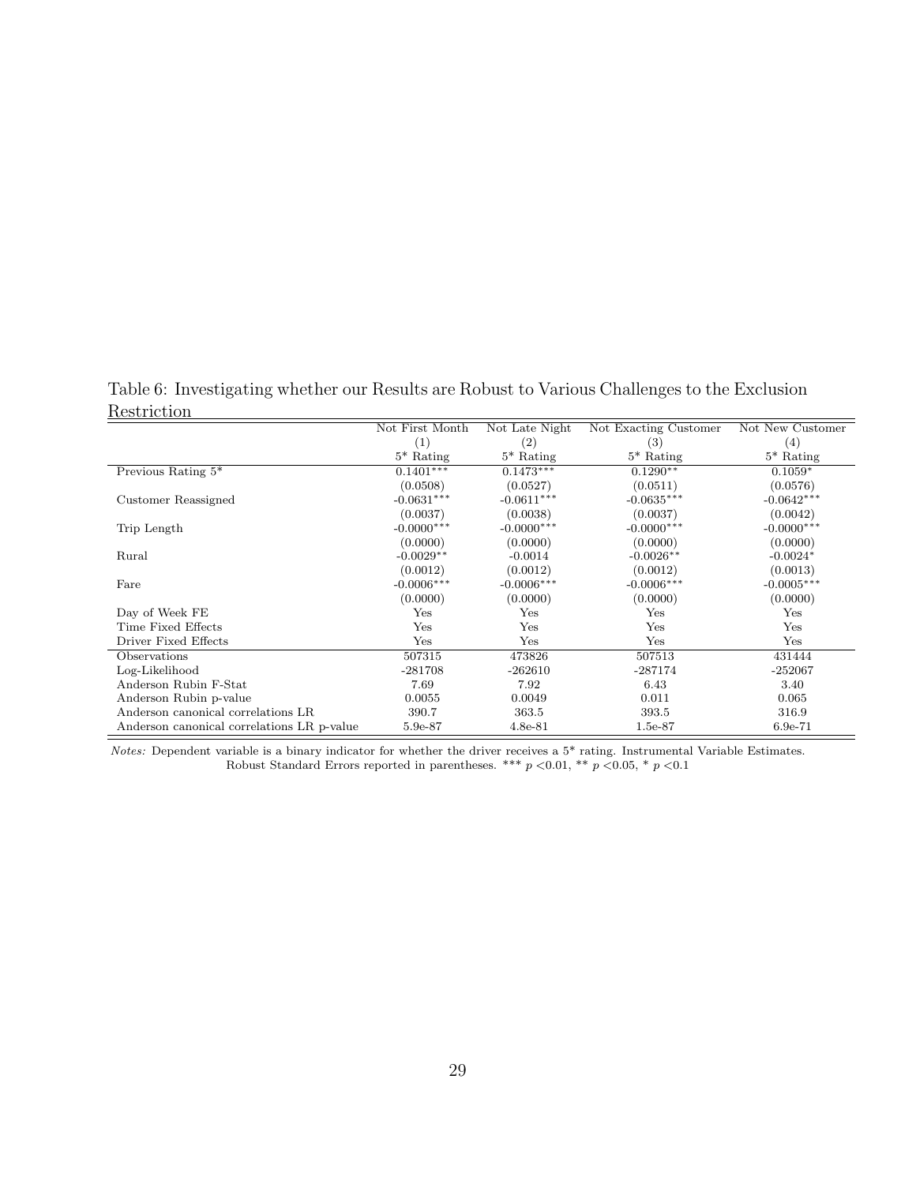Table 6: Investigating whether our Results are Robust to Various Challenges to the Exclusion Restriction

| | Not First Month | Not Late Night | Not Exacting Customer | Not New Customer |
|---|---|---|---|---|
| | (1) | (2) | (3) | (4) |
| | 5* Rating | 5* Rating | 5* Rating | 5* Rating |
| Previous Rating 5* | 0.1401*** | 0.1473*** | 0.1290** | 0.1059* |
| | (0.0508) | (0.0527) | (0.0511) | (0.0576) |
| Customer Reassigned | -0.0631*** | -0.0611*** | -0.0635*** | -0.0642*** |
| | (0.0037) | (0.0038) | (0.0037) | (0.0042) |
| Trip Length | -0.0000*** | -0.0000*** | -0.0000*** | -0.0000*** |
| | (0.0000) | (0.0000) | (0.0000) | (0.0000) |
| Rural | -0.0029** | -0.0014 | -0.0026** | -0.0024* |
| | (0.0012) | (0.0012) | (0.0012) | (0.0013) |
| Fare | -0.0006*** | -0.0006*** | -0.0006*** | -0.0005*** |
| | (0.0000) | (0.0000) | (0.0000) | (0.0000) |
| Day of Week FE | Yes | Yes | Yes | Yes |
| Time Fixed Effects | Yes | Yes | Yes | Yes |
| Driver Fixed Effects | Yes | Yes | Yes | Yes |
| Observations | 507315 | 473826 | 507513 | 431444 |
| Log-Likelihood | -281708 | -262610 | -287174 | -252067 |
| Anderson Rubin F-Stat | 7.69 | 7.92 | 6.43 | 3.40 |
| Anderson Rubin p-value | 0.0055 | 0.0049 | 0.011 | 0.065 |
| Anderson canonical correlations LR | 390.7 | 363.5 | 393.5 | 316.9 |
| Anderson canonical correlations LR p-value | 5.9e-87 | 4.8e-81 | 1.5e-87 | 6.9e-71 |

*Notes:* Dependent variable is a binary indicator for whether the driver receives a 5* rating. Instrumental Variable Estimates. Robust Standard Errors reported in parentheses. *** $p < 0.01$, ** $p < 0.05$, * $p < 0.1$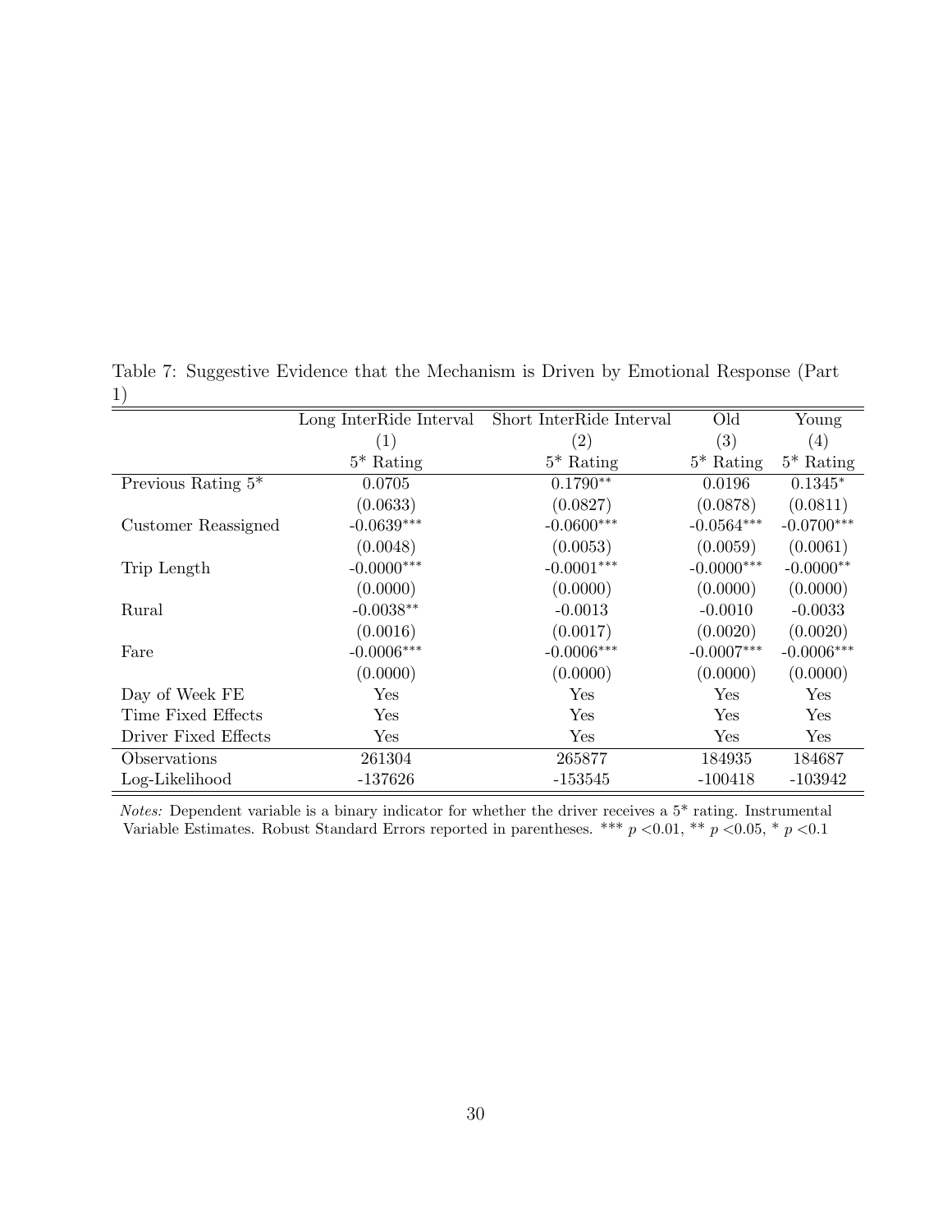Table 7: Suggestive Evidence that the Mechanism is Driven by Emotional Response (Part 1)

| | Long InterRide Interval | Short InterRide Interval | Old | Young |
|---|---|---|---|---|
| | (1) | (2) | (3) | (4) |
| | 5* Rating | 5* Rating | 5* Rating | 5* Rating |
| Previous Rating 5* | 0.0705 | 0.1790** | 0.0196 | 0.1345* |
| | (0.0633) | (0.0827) | (0.0878) | (0.0811) |
| Customer Reassigned | -0.0639*** | -0.0600*** | -0.0564*** | -0.0700*** |
| | (0.0048) | (0.0053) | (0.0059) | (0.0061) |
| Trip Length | -0.0000*** | -0.0001*** | -0.0000*** | -0.0000** |
| | (0.0000) | (0.0000) | (0.0000) | (0.0000) |
| Rural | -0.0038** | -0.0013 | -0.0010 | -0.0033 |
| | (0.0016) | (0.0017) | (0.0020) | (0.0020) |
| Fare | -0.0006*** | -0.0006*** | -0.0007*** | -0.0006*** |
| | (0.0000) | (0.0000) | (0.0000) | (0.0000) |
| Day of Week FE | Yes | Yes | Yes | Yes |
| Time Fixed Effects | Yes | Yes | Yes | Yes |
| Driver Fixed Effects | Yes | Yes | Yes | Yes |
| Observations | 261304 | 265877 | 184935 | 184687 |
| Log-Likelihood | -137626 | -153545 | -100418 | -103942 |

*Notes:* Dependent variable is a binary indicator for whether the driver receives a 5* rating. Instrumental Variable Estimates. Robust Standard Errors reported in parentheses. *** $p < 0.01$, ** $p < 0.05$, * $p < 0.1$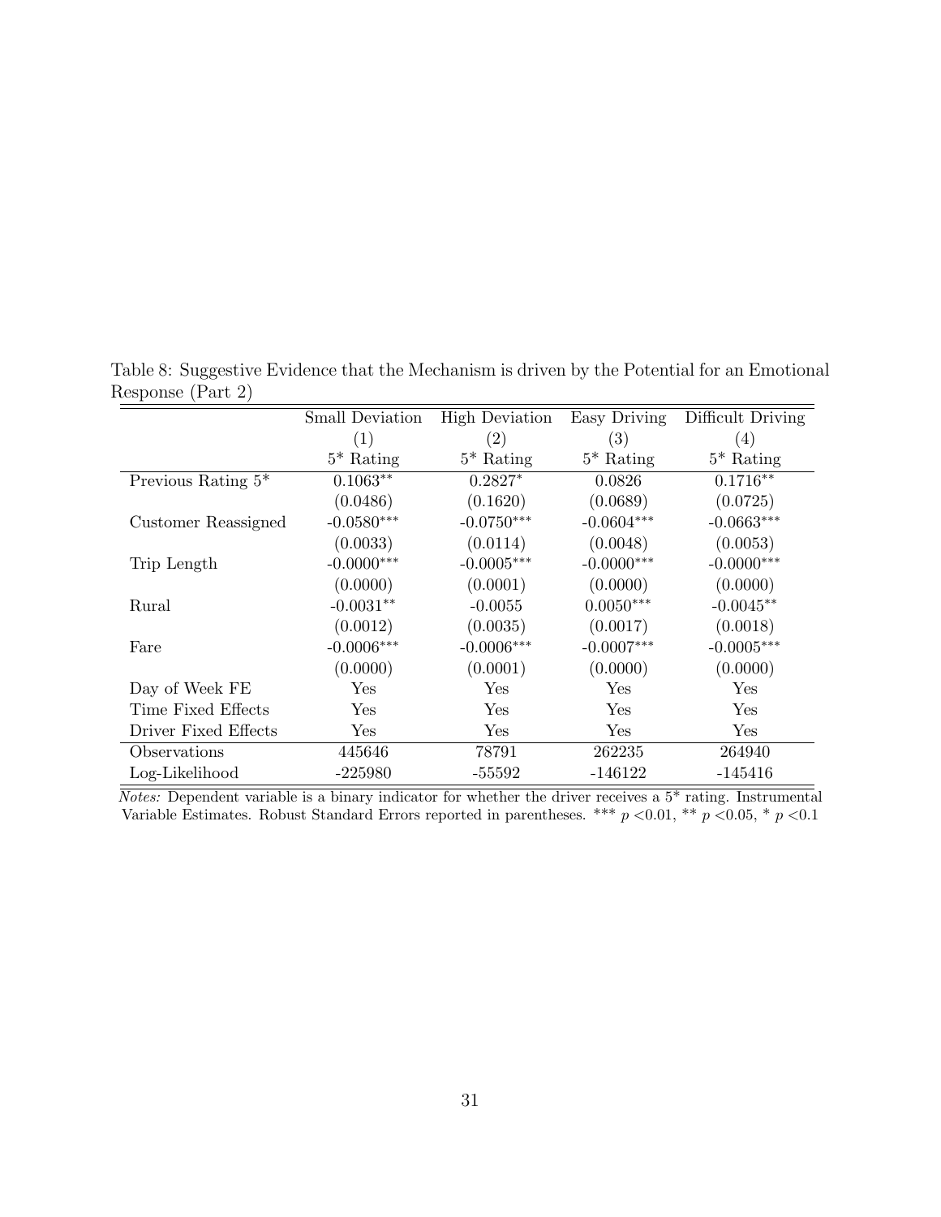Table 8: Suggestive Evidence that the Mechanism is driven by the Potential for an Emotional Response (Part 2)

| | Small Deviation | High Deviation | Easy Driving | Difficult Driving |
|---|---|---|---|---|
| | (1) | (2) | (3) | (4) |
| | 5* Rating | 5* Rating | 5* Rating | 5* Rating |
| Previous Rating 5* | 0.1063** | 0.2827* | 0.0826 | 0.1716** |
| | (0.0486) | (0.1620) | (0.0689) | (0.0725) |
| Customer Reassigned | -0.0580*** | -0.0750*** | -0.0604*** | -0.0663*** |
| | (0.0033) | (0.0114) | (0.0048) | (0.0053) |
| Trip Length | -0.0000*** | -0.0005*** | -0.0000*** | -0.0000*** |
| | (0.0000) | (0.0001) | (0.0000) | (0.0000) |
| Rural | -0.0031** | -0.0055 | 0.0050*** | -0.0045** |
| | (0.0012) | (0.0035) | (0.0017) | (0.0018) |
| Fare | -0.0006*** | -0.0006*** | -0.0007*** | -0.0005*** |
| | (0.0000) | (0.0001) | (0.0000) | (0.0000) |
| Day of Week FE | Yes | Yes | Yes | Yes |
| Time Fixed Effects | Yes | Yes | Yes | Yes |
| Driver Fixed Effects | Yes | Yes | Yes | Yes |
| Observations | 445646 | 78791 | 262235 | 264940 |
| Log-Likelihood | -225980 | -55592 | -146122 | -145416 |

*Notes:* Dependent variable is a binary indicator for whether the driver receives a 5* rating. Instrumental Variable Estimates. Robust Standard Errors reported in parentheses. *** $p < 0.01$, ** $p < 0.05$, * $p < 0.1$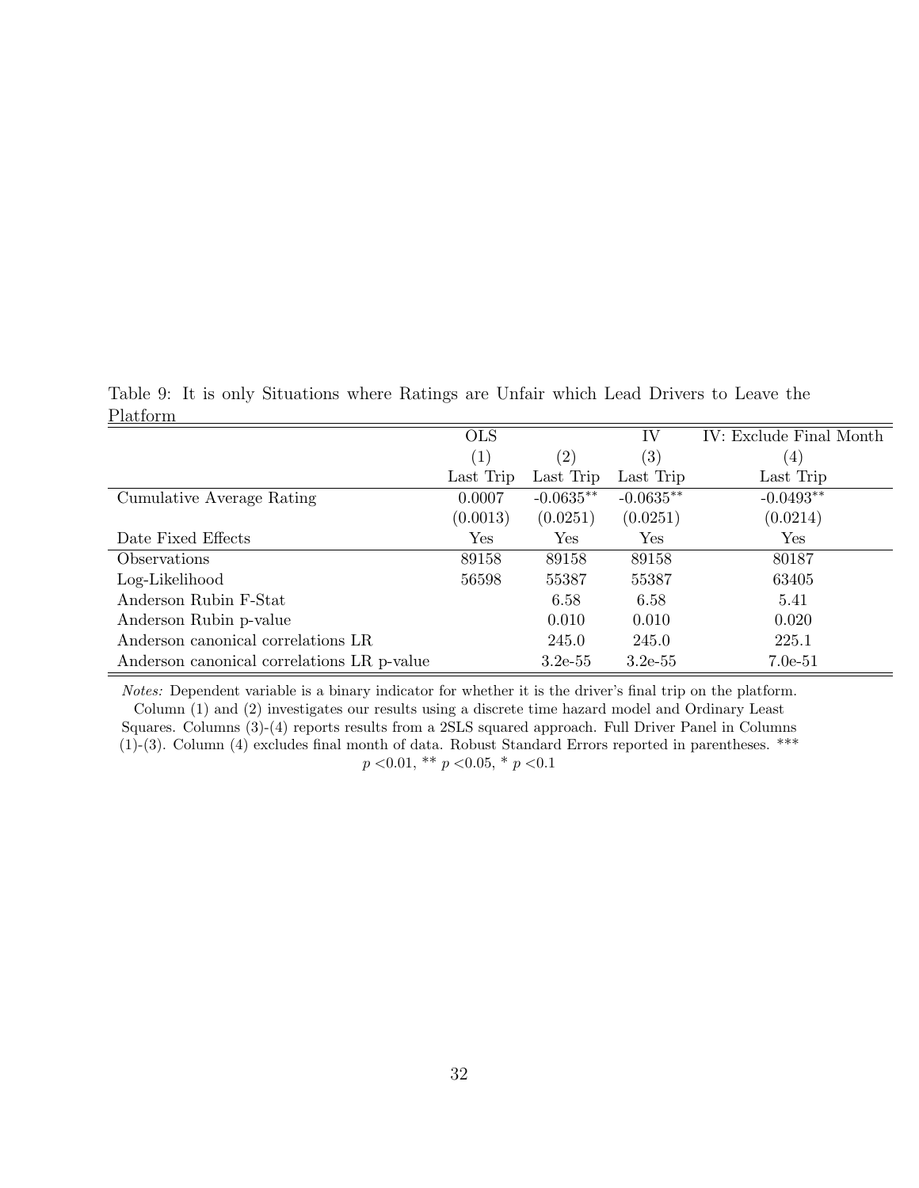Table 9: It is only Situations where Ratings are Unfair which Lead Drivers to Leave the Platform

| | OLS | | IV | IV: Exclude Final Month |
|---|---|---|---|---|
| | (1) | (2) | (3) | (4) |
| | Last Trip | Last Trip | Last Trip | Last Trip |
| Cumulative Average Rating | 0.0007 | -0.0635** | -0.0635** | -0.0493** |
| | (0.0013) | (0.0251) | (0.0251) | (0.0214) |
| Date Fixed Effects | Yes | Yes | Yes | Yes |
| Observations | 89158 | 89158 | 89158 | 80187 |
| Log-Likelihood | 56598 | 55387 | 55387 | 63405 |
| Anderson Rubin F-Stat | | 6.58 | 6.58 | 5.41 |
| Anderson Rubin p-value | | 0.010 | 0.010 | 0.020 |
| Anderson canonical correlations LR | | 245.0 | 245.0 | 225.1 |
| Anderson canonical correlations LR p-value | | 3.2e-55 | 3.2e-55 | 7.0e-51 |

*Notes:* Dependent variable is a binary indicator for whether it is the driver's final trip on the platform. Column (1) and (2) investigates our results using a discrete time hazard model and Ordinary Least Squares. Columns (3)-(4) reports results from a 2SLS squared approach. Full Driver Panel in Columns (1)-(3). Column (4) excludes final month of data. Robust Standard Errors reported in parentheses. *** $p < 0.01$, ** $p < 0.05$, * $p < 0.1$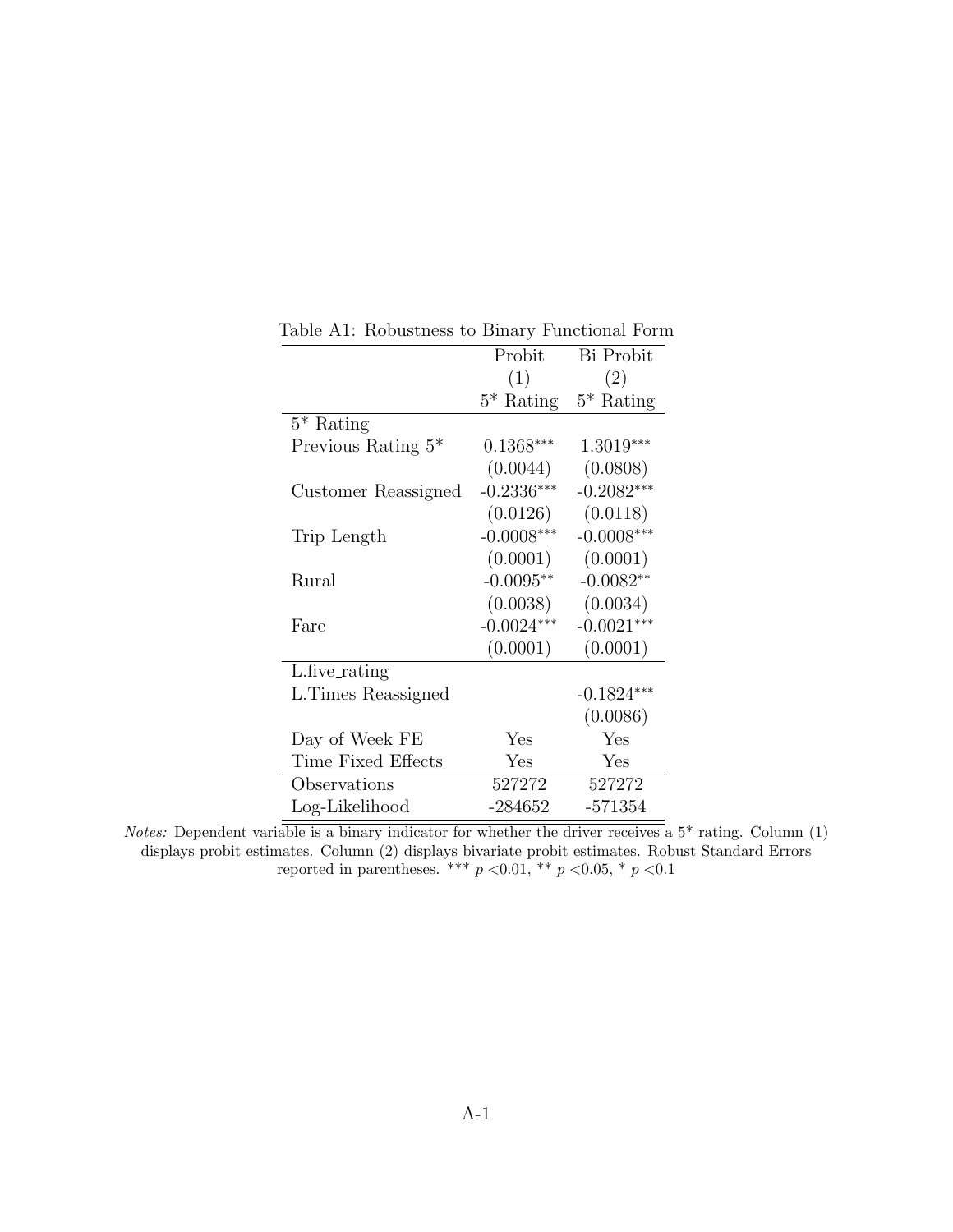Table A1: Robustness to Binary Functional Form

| | Probit | Bi Probit |
|---|---|---|
| | (1) | (2) |
| | 5* Rating | 5* Rating |
| 5* Rating | | |
| Previous Rating 5* | 0.1368*** | 1.3019*** |
| | (0.0044) | (0.0808) |
| Customer Reassigned | -0.2336*** | -0.2082*** |
| | (0.0126) | (0.0118) |
| Trip Length | -0.0008*** | -0.0008*** |
| | (0.0001) | (0.0001) |
| Rural | -0.0095** | -0.0082** |
| | (0.0038) | (0.0034) |
| Fare | -0.0024*** | -0.0021*** |
| | (0.0001) | (0.0001) |
| L.five_rating | | |
| L.Times Reassigned | | -0.1824*** |
| | | (0.0086) |
| Day of Week FE | Yes | Yes |
| Time Fixed Effects | Yes | Yes |
| Observations | 527272 | 527272 |
| Log-Likelihood | -284652 | -571354 |

*Notes:* Dependent variable is a binary indicator for whether the driver receives a 5* rating. Column (1) displays probit estimates. Column (2) displays bivariate probit estimates. Robust Standard Errors reported in parentheses. *** $p < 0.01$, ** $p < 0.05$, * $p < 0.1$